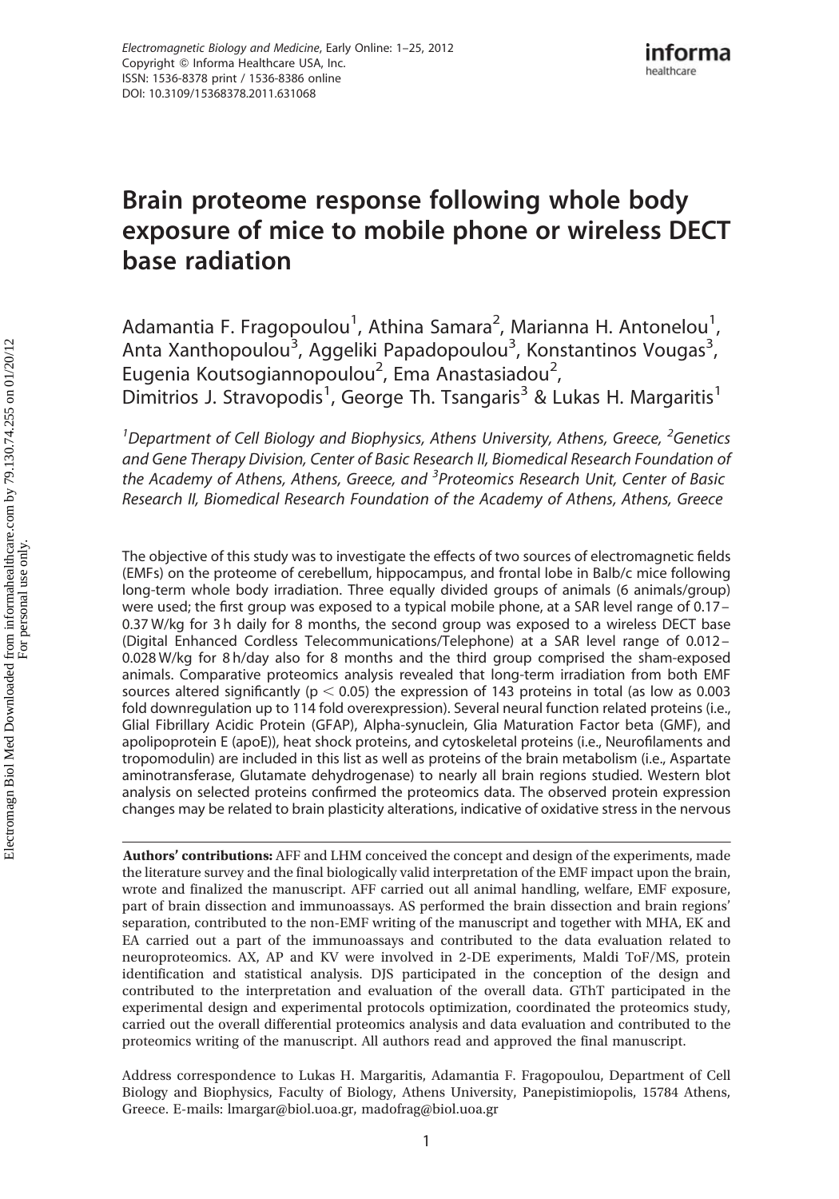# Brain proteome response following whole body exposure of mice to mobile phone or wireless DECT base radiation

Adamantia F. Fragopoulou[1], Athina Samara[2], Marianna H. Antonelou[1], Anta Xanthopoulou[3], Aggeliki Papadopoulou[3], Konstantinos Vougas[3], Eugenia Koutsogiannopoulou[2], Ema Anastasiadou[2], Dimitrios J. Stravopodis[1], George Th. Tsangaris[3] & Lukas H. Margaritis[1]

*[1]Department of Cell Biology and Biophysics, Athens University, Athens, Greece, [2]Genetics and Gene Therapy Division, Center of Basic Research II, Biomedical Research Foundation of the Academy of Athens, Athens, Greece, and [3]Proteomics Research Unit, Center of Basic Research II, Biomedical Research Foundation of the Academy of Athens, Athens, Greece*

The objective of this study was to investigate the effects of two sources of electromagnetic fields (EMFs) on the proteome of cerebellum, hippocampus, and frontal lobe in Balb/c mice following long-term whole body irradiation. Three equally divided groups of animals (6 animals/group) were used; the first group was exposed to a typical mobile phone, at a SAR level range of 0.17–0.37 W/kg for 3 h daily for 8 months, the second group was exposed to a wireless DECT base (Digital Enhanced Cordless Telecommunications/Telephone) at a SAR level range of 0.012–0.028 W/kg for 8 h/day also for 8 months and the third group comprised the sham-exposed animals. Comparative proteomics analysis revealed that long-term irradiation from both EMF sources altered significantly ($p < 0.05$) the expression of 143 proteins in total (as low as 0.003 fold downregulation up to 114 fold overexpression). Several neural function related proteins (i.e., Glial Fibrillary Acidic Protein (GFAP), Alpha-synuclein, Glia Maturation Factor beta (GMF), and apolipoprotein E (apoE)), heat shock proteins, and cytoskeletal proteins (i.e., Neurofilaments and tropomodulin) are included in this list as well as proteins of the brain metabolism (i.e., Aspartate aminotransferase, Glutamate dehydrogenase) to nearly all brain regions studied. Western blot analysis on selected proteins confirmed the proteomics data. The observed protein expression changes may be related to brain plasticity alterations, indicative of oxidative stress in the nervous

**Authors' contributions:** AFF and LHM conceived the concept and design of the experiments, made the literature survey and the final biologically valid interpretation of the EMF impact upon the brain, wrote and finalized the manuscript. AFF carried out all animal handling, welfare, EMF exposure, part of brain dissection and immunoassays. AS performed the brain dissection and brain regions' separation, contributed to the non-EMF writing of the manuscript and together with MHA, EK and EA carried out a part of the immunoassays and contributed to the data evaluation related to neuroproteomics. AX, AP and KV were involved in 2-DE experiments, Maldi ToF/MS, protein identification and statistical analysis. DJS participated in the conception of the design and contributed to the interpretation and evaluation of the overall data. GThT participated in the experimental design and experimental protocols optimization, coordinated the proteomics study, carried out the overall differential proteomics analysis and data evaluation and contributed to the proteomics writing of the manuscript. All authors read and approved the final manuscript.

Address correspondence to Lukas H. Margaritis, Adamantia F. Fragopoulou, Department of Cell Biology and Biophysics, Faculty of Biology, Athens University, Panepistimiopolis, 15784 Athens, Greece. E-mails: lmargar@biol.uoa.gr, madofrag@biol.uoa.gr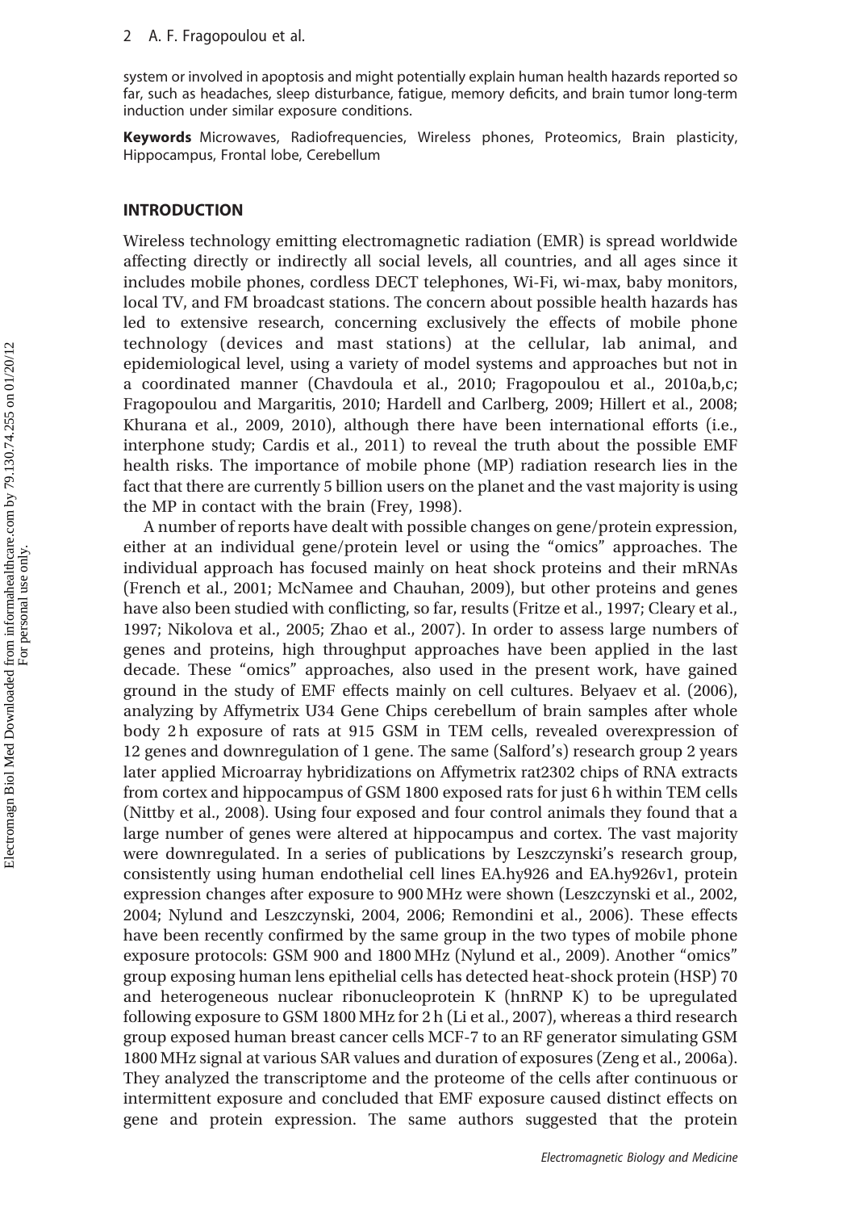system or involved in apoptosis and might potentially explain human health hazards reported so far, such as headaches, sleep disturbance, fatigue, memory deficits, and brain tumor long-term induction under similar exposure conditions.

**Keywords** Microwaves, Radiofrequencies, Wireless phones, Proteomics, Brain plasticity, Hippocampus, Frontal lobe, Cerebellum

## INTRODUCTION

Wireless technology emitting electromagnetic radiation (EMR) is spread worldwide affecting directly or indirectly all social levels, all countries, and all ages since it includes mobile phones, cordless DECT telephones, Wi-Fi, wi-max, baby monitors, local TV, and FM broadcast stations. The concern about possible health hazards has led to extensive research, concerning exclusively the effects of mobile phone technology (devices and mast stations) at the cellular, lab animal, and epidemiological level, using a variety of model systems and approaches but not in a coordinated manner (Chavdoula et al., 2010; Fragopoulou et al., 2010a,b,c; Fragopoulou and Margaritis, 2010; Hardell and Carlberg, 2009; Hillert et al., 2008; Khurana et al., 2009, 2010), although there have been international efforts (i.e., interphone study; Cardis et al., 2011) to reveal the truth about the possible EMF health risks. The importance of mobile phone (MP) radiation research lies in the fact that there are currently 5 billion users on the planet and the vast majority is using the MP in contact with the brain (Frey, 1998).

A number of reports have dealt with possible changes on gene/protein expression, either at an individual gene/protein level or using the "omics" approaches. The individual approach has focused mainly on heat shock proteins and their mRNAs (French et al., 2001; McNamee and Chauhan, 2009), but other proteins and genes have also been studied with conflicting, so far, results (Fritze et al., 1997; Cleary et al., 1997; Nikolova et al., 2005; Zhao et al., 2007). In order to assess large numbers of genes and proteins, high throughput approaches have been applied in the last decade. These "omics" approaches, also used in the present work, have gained ground in the study of EMF effects mainly on cell cultures. Belyaev et al. (2006), analyzing by Affymetrix U34 Gene Chips cerebellum of brain samples after whole body 2 h exposure of rats at 915 GSM in TEM cells, revealed overexpression of 12 genes and downregulation of 1 gene. The same (Salford's) research group 2 years later applied Microarray hybridizations on Affymetrix rat2302 chips of RNA extracts from cortex and hippocampus of GSM 1800 exposed rats for just 6 h within TEM cells (Nittby et al., 2008). Using four exposed and four control animals they found that a large number of genes were altered at hippocampus and cortex. The vast majority were downregulated. In a series of publications by Leszczynski's research group, consistently using human endothelial cell lines EA.hy926 and EA.hy926v1, protein expression changes after exposure to 900 MHz were shown (Leszczynski et al., 2002, 2004; Nylund and Leszczynski, 2004, 2006; Remondini et al., 2006). These effects have been recently confirmed by the same group in the two types of mobile phone exposure protocols: GSM 900 and 1800 MHz (Nylund et al., 2009). Another "omics" group exposing human lens epithelial cells has detected heat-shock protein (HSP) 70 and heterogeneous nuclear ribonucleoprotein K (hnRNP K) to be upregulated following exposure to GSM 1800 MHz for 2 h (Li et al., 2007), whereas a third research group exposed human breast cancer cells MCF-7 to an RF generator simulating GSM 1800 MHz signal at various SAR values and duration of exposures (Zeng et al., 2006a). They analyzed the transcriptome and the proteome of the cells after continuous or intermittent exposure and concluded that EMF exposure caused distinct effects on gene and protein expression. The same authors suggested that the protein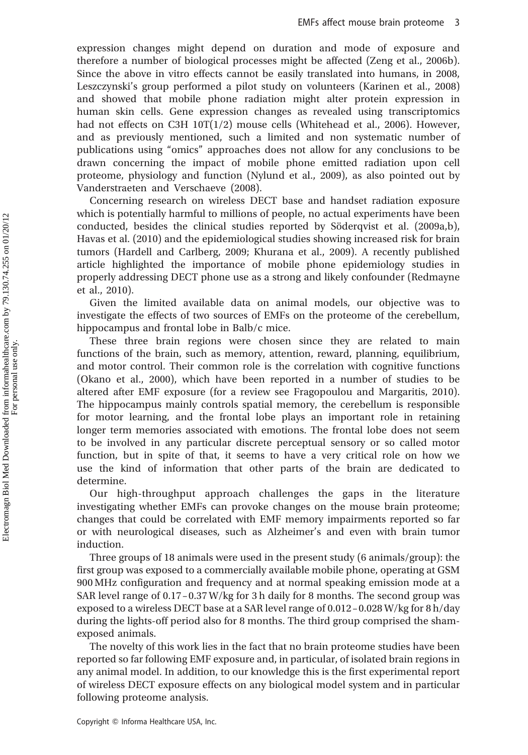expression changes might depend on duration and mode of exposure and therefore a number of biological processes might be affected (Zeng et al., 2006b). Since the above in vitro effects cannot be easily translated into humans, in 2008, Leszczynski's group performed a pilot study on volunteers (Karinen et al., 2008) and showed that mobile phone radiation might alter protein expression in human skin cells. Gene expression changes as revealed using transcriptomics had not effects on C3H 10T(1/2) mouse cells (Whitehead et al., 2006). However, and as previously mentioned, such a limited and non systematic number of publications using "omics" approaches does not allow for any conclusions to be drawn concerning the impact of mobile phone emitted radiation upon cell proteome, physiology and function (Nylund et al., 2009), as also pointed out by Vanderstraeten and Verschaeve (2008).

Concerning research on wireless DECT base and handset radiation exposure which is potentially harmful to millions of people, no actual experiments have been conducted, besides the clinical studies reported by Söderqvist et al. (2009a,b), Havas et al. (2010) and the epidemiological studies showing increased risk for brain tumors (Hardell and Carlberg, 2009; Khurana et al., 2009). A recently published article highlighted the importance of mobile phone epidemiology studies in properly addressing DECT phone use as a strong and likely confounder (Redmayne et al., 2010).

Given the limited available data on animal models, our objective was to investigate the effects of two sources of EMFs on the proteome of the cerebellum, hippocampus and frontal lobe in Balb/c mice.

These three brain regions were chosen since they are related to main functions of the brain, such as memory, attention, reward, planning, equilibrium, and motor control. Their common role is the correlation with cognitive functions (Okano et al., 2000), which have been reported in a number of studies to be altered after EMF exposure (for a review see Fragopoulou and Margaritis, 2010). The hippocampus mainly controls spatial memory, the cerebellum is responsible for motor learning, and the frontal lobe plays an important role in retaining longer term memories associated with emotions. The frontal lobe does not seem to be involved in any particular discrete perceptual sensory or so called motor function, but in spite of that, it seems to have a very critical role on how we use the kind of information that other parts of the brain are dedicated to determine.

Our high-throughput approach challenges the gaps in the literature investigating whether EMFs can provoke changes on the mouse brain proteome; changes that could be correlated with EMF memory impairments reported so far or with neurological diseases, such as Alzheimer's and even with brain tumor induction.

Three groups of 18 animals were used in the present study (6 animals/group): the first group was exposed to a commercially available mobile phone, operating at GSM 900 MHz configuration and frequency and at normal speaking emission mode at a SAR level range of 0.17 – 0.37 W/kg for 3 h daily for 8 months. The second group was exposed to a wireless DECT base at a SAR level range of 0.012 – 0.028 W/kg for 8 h/day during the lights-off period also for 8 months. The third group comprised the sham-exposed animals.

The novelty of this work lies in the fact that no brain proteome studies have been reported so far following EMF exposure and, in particular, of isolated brain regions in any animal model. In addition, to our knowledge this is the first experimental report of wireless DECT exposure effects on any biological model system and in particular following proteome analysis.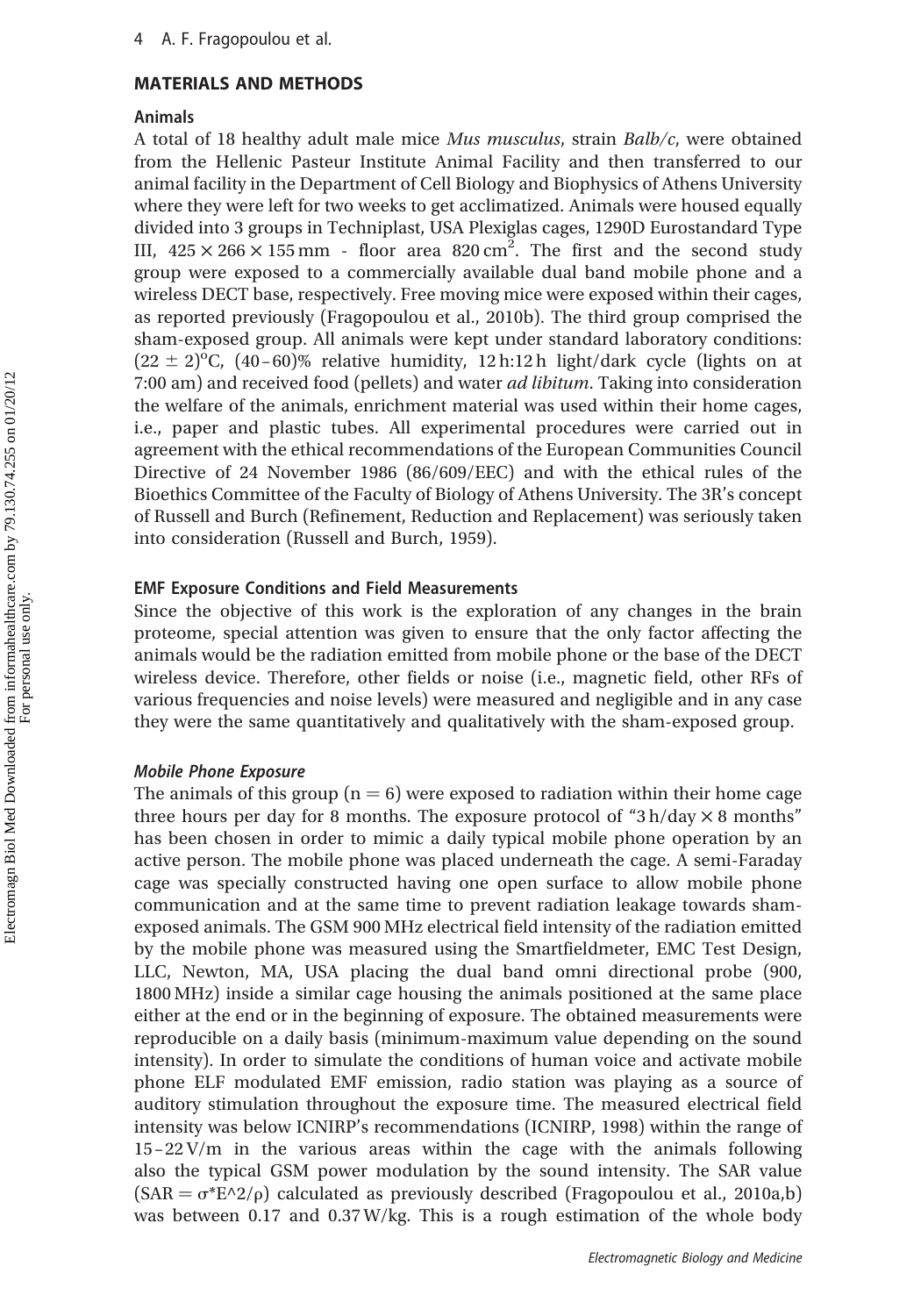## MATERIALS AND METHODS

### Animals

A total of 18 healthy adult male mice *Mus musculus*, strain *Balb/c*, were obtained from the Hellenic Pasteur Institute Animal Facility and then transferred to our animal facility in the Department of Cell Biology and Biophysics of Athens University where they were left for two weeks to get acclimatized. Animals were housed equally divided into 3 groups in Techniplast, USA Plexiglas cages, 1290D Eurostandard Type III, $425 \times 266 \times 155$ mm - floor area $820\,\text{cm}^2$. The first and the second study group were exposed to a commercially available dual band mobile phone and a wireless DECT base, respectively. Free moving mice were exposed within their cages, as reported previously (Fragopoulou et al., 2010b). The third group comprised the sham-exposed group. All animals were kept under standard laboratory conditions: $(22 \pm 2)^{\circ}$C, (40–60)% relative humidity, 12 h:12 h light/dark cycle (lights on at 7:00 am) and received food (pellets) and water *ad libitum*. Taking into consideration the welfare of the animals, enrichment material was used within their home cages, i.e., paper and plastic tubes. All experimental procedures were carried out in agreement with the ethical recommendations of the European Communities Council Directive of 24 November 1986 (86/609/EEC) and with the ethical rules of the Bioethics Committee of the Faculty of Biology of Athens University. The 3R's concept of Russell and Burch (Refinement, Reduction and Replacement) was seriously taken into consideration (Russell and Burch, 1959).

### EMF Exposure Conditions and Field Measurements

Since the objective of this work is the exploration of any changes in the brain proteome, special attention was given to ensure that the only factor affecting the animals would be the radiation emitted from mobile phone or the base of the DECT wireless device. Therefore, other fields or noise (i.e., magnetic field, other RFs of various frequencies and noise levels) were measured and negligible and in any case they were the same quantitatively and qualitatively with the sham-exposed group.

#### *Mobile Phone Exposure*

The animals of this group ($n = 6$) were exposed to radiation within their home cage three hours per day for 8 months. The exposure protocol of "3 h/day $\times$ 8 months" has been chosen in order to mimic a daily typical mobile phone operation by an active person. The mobile phone was placed underneath the cage. A semi-Faraday cage was specially constructed having one open surface to allow mobile phone communication and at the same time to prevent radiation leakage towards sham-exposed animals. The GSM 900 MHz electrical field intensity of the radiation emitted by the mobile phone was measured using the Smartfieldmeter, EMC Test Design, LLC, Newton, MA, USA placing the dual band omni directional probe (900, 1800 MHz) inside a similar cage housing the animals positioned at the same place either at the end or in the beginning of exposure. The obtained measurements were reproducible on a daily basis (minimum-maximum value depending on the sound intensity). In order to simulate the conditions of human voice and activate mobile phone ELF modulated EMF emission, radio station was playing as a source of auditory stimulation throughout the exposure time. The measured electrical field intensity was below ICNIRP's recommendations (ICNIRP, 1998) within the range of 15–22 V/m in the various areas within the cage with the animals following also the typical GSM power modulation by the sound intensity. The SAR value ($SAR = \sigma^* E^{\wedge}2/\rho$) calculated as previously described (Fragopoulou et al., 2010a,b) was between 0.17 and 0.37 W/kg. This is a rough estimation of the whole body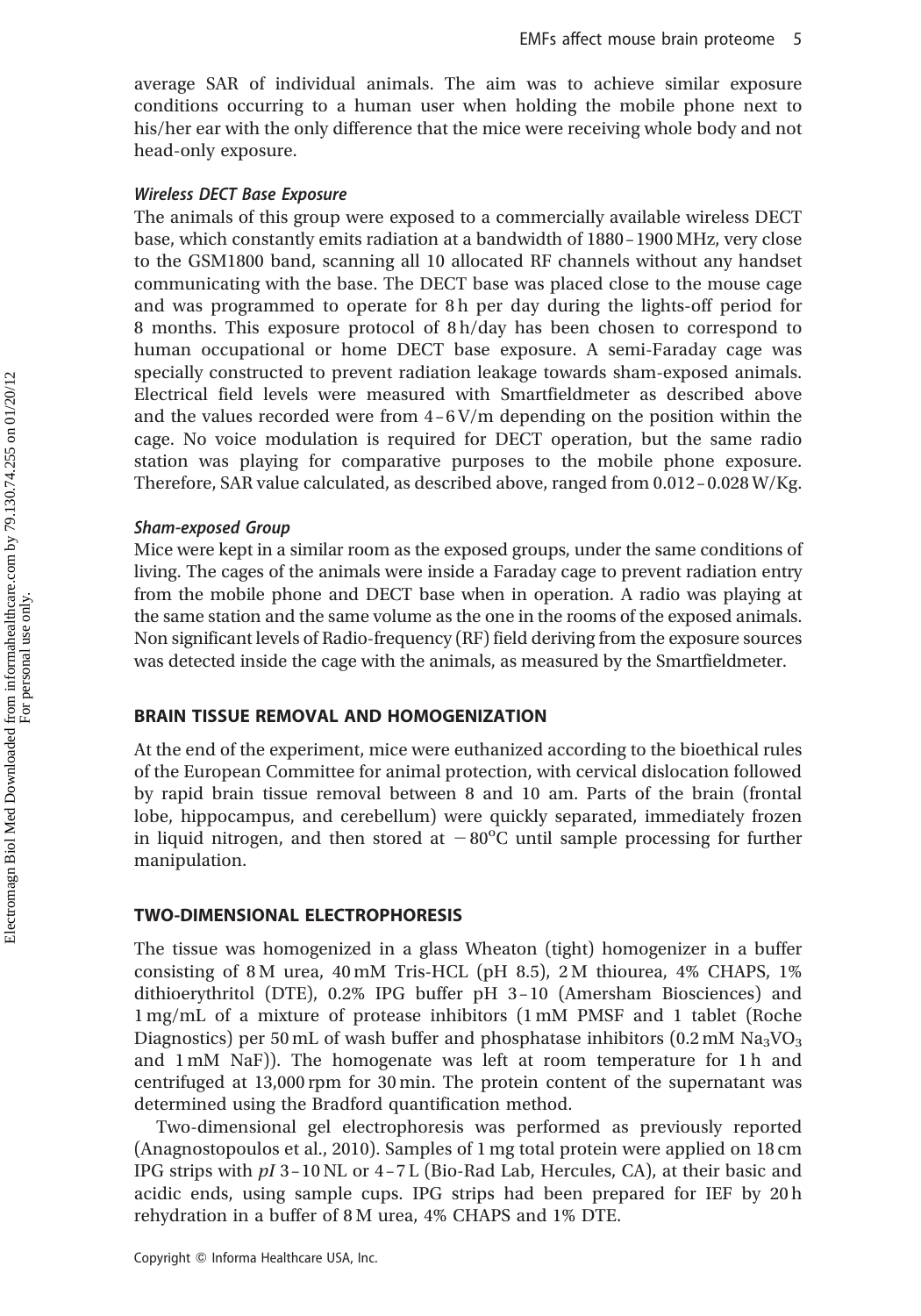average SAR of individual animals. The aim was to achieve similar exposure conditions occurring to a human user when holding the mobile phone next to his/her ear with the only difference that the mice were receiving whole body and not head-only exposure.

### *Wireless DECT Base Exposure*

The animals of this group were exposed to a commercially available wireless DECT base, which constantly emits radiation at a bandwidth of 1880–1900 MHz, very close to the GSM1800 band, scanning all 10 allocated RF channels without any handset communicating with the base. The DECT base was placed close to the mouse cage and was programmed to operate for 8 h per day during the lights-off period for 8 months. This exposure protocol of 8 h/day has been chosen to correspond to human occupational or home DECT base exposure. A semi-Faraday cage was specially constructed to prevent radiation leakage towards sham-exposed animals. Electrical field levels were measured with Smartfieldmeter as described above and the values recorded were from 4–6 V/m depending on the position within the cage. No voice modulation is required for DECT operation, but the same radio station was playing for comparative purposes to the mobile phone exposure. Therefore, SAR value calculated, as described above, ranged from 0.012–0.028 W/Kg.

### *Sham-exposed Group*

Mice were kept in a similar room as the exposed groups, under the same conditions of living. The cages of the animals were inside a Faraday cage to prevent radiation entry from the mobile phone and DECT base when in operation. A radio was playing at the same station and the same volume as the one in the rooms of the exposed animals. Non significant levels of Radio-frequency (RF) field deriving from the exposure sources was detected inside the cage with the animals, as measured by the Smartfieldmeter.

## BRAIN TISSUE REMOVAL AND HOMOGENIZATION

At the end of the experiment, mice were euthanized according to the bioethical rules of the European Committee for animal protection, with cervical dislocation followed by rapid brain tissue removal between 8 and 10 am. Parts of the brain (frontal lobe, hippocampus, and cerebellum) were quickly separated, immediately frozen in liquid nitrogen, and then stored at $-80^{o}C$ until sample processing for further manipulation.

## TWO-DIMENSIONAL ELECTROPHORESIS

The tissue was homogenized in a glass Wheaton (tight) homogenizer in a buffer consisting of 8 M urea, 40 mM Tris-HCL (pH 8.5), 2 M thiourea, 4% CHAPS, 1% dithioerythritol (DTE), 0.2% IPG buffer pH 3–10 (Amersham Biosciences) and 1 mg/mL of a mixture of protease inhibitors (1 mM PMSF and 1 tablet (Roche Diagnostics) per 50 mL of wash buffer and phosphatase inhibitors (0.2 mM $Na_3VO_3$ and 1 mM NaF)). The homogenate was left at room temperature for 1 h and centrifuged at 13,000 rpm for 30 min. The protein content of the supernatant was determined using the Bradford quantification method.

Two-dimensional gel electrophoresis was performed as previously reported (Anagnostopoulos et al., 2010). Samples of 1 mg total protein were applied on 18 cm IPG strips with *pI* 3–10 NL or 4–7 L (Bio-Rad Lab, Hercules, CA), at their basic and acidic ends, using sample cups. IPG strips had been prepared for IEF by 20 h rehydration in a buffer of 8 M urea, 4% CHAPS and 1% DTE.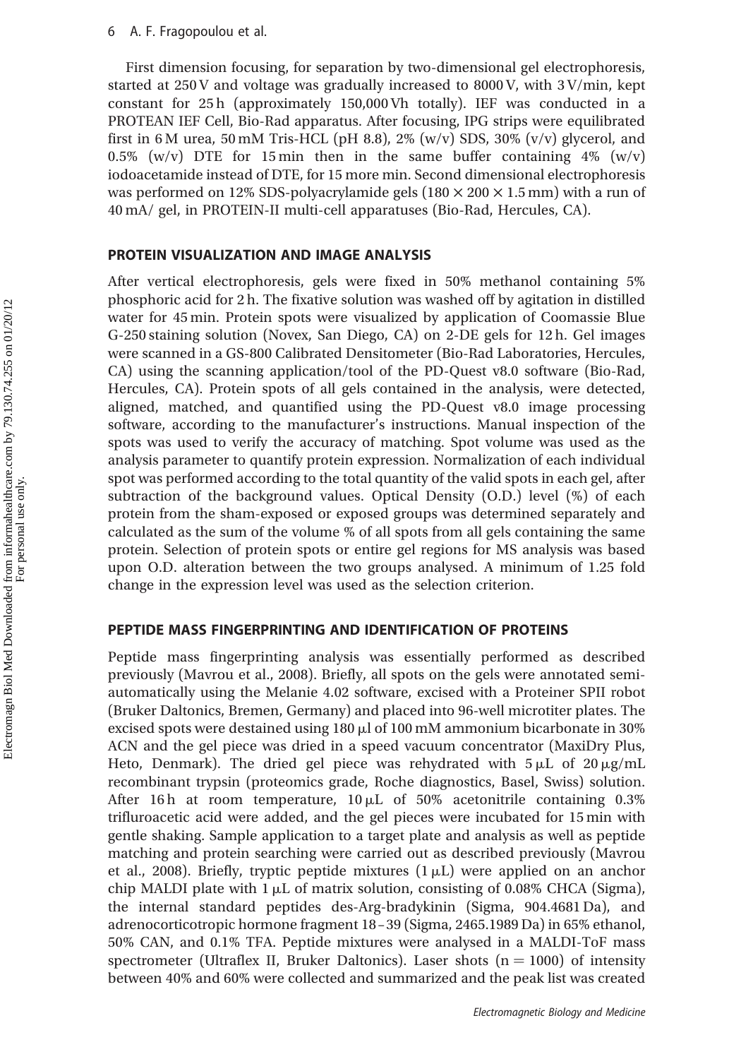First dimension focusing, for separation by two-dimensional gel electrophoresis, started at 250 V and voltage was gradually increased to 8000 V, with 3 V/min, kept constant for 25 h (approximately 150,000 Vh totally). IEF was conducted in a PROTEAN IEF Cell, Bio-Rad apparatus. After focusing, IPG strips were equilibrated first in 6 M urea, 50 mM Tris-HCL (pH 8.8), 2% (w/v) SDS, 30% (v/v) glycerol, and 0.5% (w/v) DTE for 15 min then in the same buffer containing 4% (w/v) iodoacetamide instead of DTE, for 15 more min. Second dimensional electrophoresis was performed on 12% SDS-polyacrylamide gels ($180 \times 200 \times 1.5$ mm) with a run of 40 mA/ gel, in PROTEIN-II multi-cell apparatuses (Bio-Rad, Hercules, CA).

## PROTEIN VISUALIZATION AND IMAGE ANALYSIS

After vertical electrophoresis, gels were fixed in 50% methanol containing 5% phosphoric acid for 2 h. The fixative solution was washed off by agitation in distilled water for 45 min. Protein spots were visualized by application of Coomassie Blue G-250 staining solution (Novex, San Diego, CA) on 2-DE gels for 12 h. Gel images were scanned in a GS-800 Calibrated Densitometer (Bio-Rad Laboratories, Hercules, CA) using the scanning application/tool of the PD-Quest v8.0 software (Bio-Rad, Hercules, CA). Protein spots of all gels contained in the analysis, were detected, aligned, matched, and quantified using the PD-Quest v8.0 image processing software, according to the manufacturer's instructions. Manual inspection of the spots was used to verify the accuracy of matching. Spot volume was used as the analysis parameter to quantify protein expression. Normalization of each individual spot was performed according to the total quantity of the valid spots in each gel, after subtraction of the background values. Optical Density (O.D.) level (%) of each protein from the sham-exposed or exposed groups was determined separately and calculated as the sum of the volume % of all spots from all gels containing the same protein. Selection of protein spots or entire gel regions for MS analysis was based upon O.D. alteration between the two groups analysed. A minimum of 1.25 fold change in the expression level was used as the selection criterion.

## PEPTIDE MASS FINGERPRINTING AND IDENTIFICATION OF PROTEINS

Peptide mass fingerprinting analysis was essentially performed as described previously (Mavrou et al., 2008). Briefly, all spots on the gels were annotated semi-automatically using the Melanie 4.02 software, excised with a Proteiner SPII robot (Bruker Daltonics, Bremen, Germany) and placed into 96-well microtiter plates. The excised spots were destained using 180 μl of 100 mM ammonium bicarbonate in 30% ACN and the gel piece was dried in a speed vacuum concentrator (MaxiDry Plus, Heto, Denmark). The dried gel piece was rehydrated with 5 μL of 20 μg/mL recombinant trypsin (proteomics grade, Roche diagnostics, Basel, Swiss) solution. After 16 h at room temperature, 10 μL of 50% acetonitrile containing 0.3% trifluroacetic acid were added, and the gel pieces were incubated for 15 min with gentle shaking. Sample application to a target plate and analysis as well as peptide matching and protein searching were carried out as described previously (Mavrou et al., 2008). Briefly, tryptic peptide mixtures (1 μL) were applied on an anchor chip MALDI plate with 1 μL of matrix solution, consisting of 0.08% CHCA (Sigma), the internal standard peptides des-Arg-bradykinin (Sigma, 904.4681 Da), and adrenocorticotropic hormone fragment 18–39 (Sigma, 2465.1989 Da) in 65% ethanol, 50% CAN, and 0.1% TFA. Peptide mixtures were analysed in a MALDI-ToF mass spectrometer (Ultraflex II, Bruker Daltonics). Laser shots ($n = 1000$) of intensity between 40% and 60% were collected and summarized and the peak list was created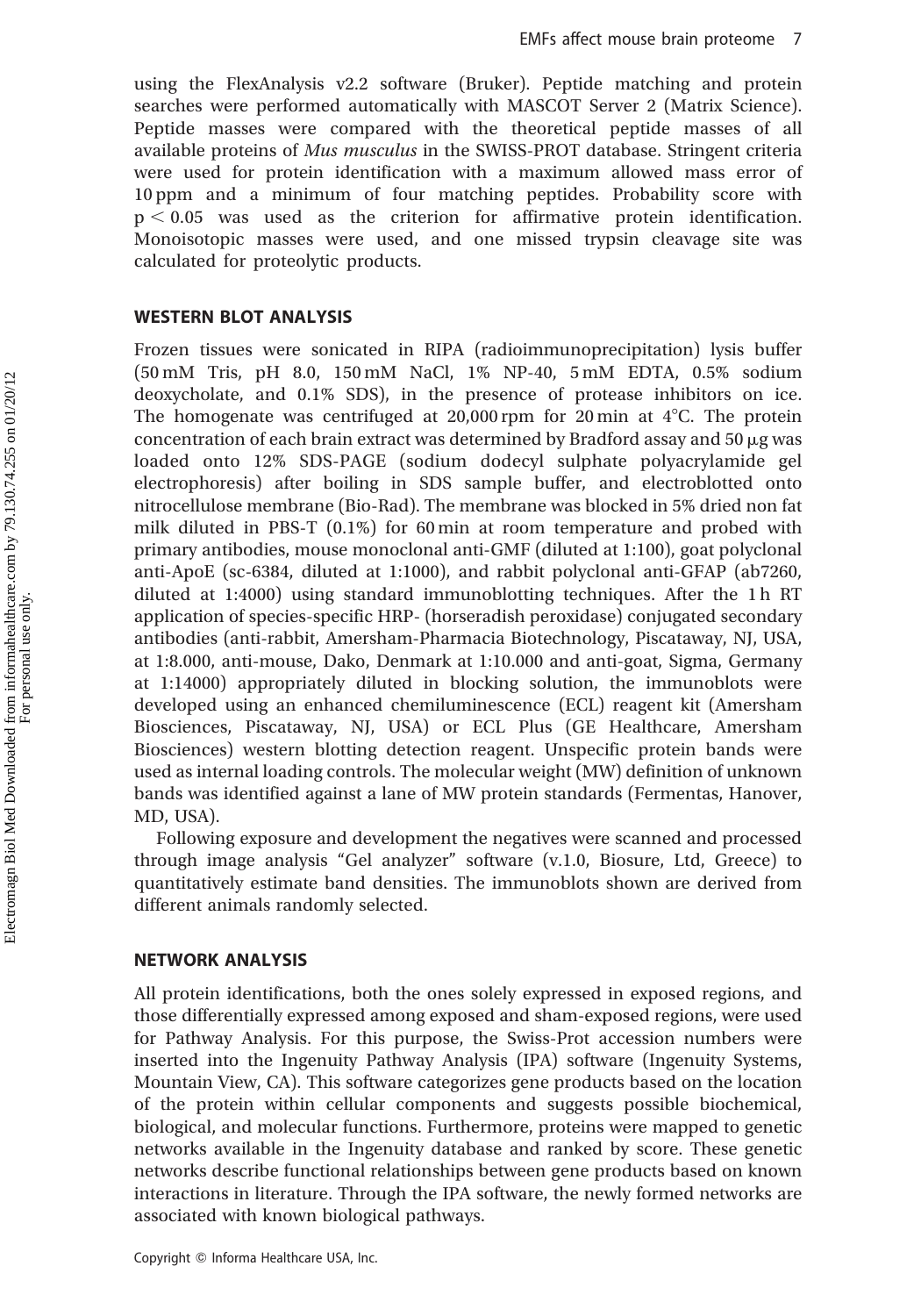using the FlexAnalysis v2.2 software (Bruker). Peptide matching and protein searches were performed automatically with MASCOT Server 2 (Matrix Science). Peptide masses were compared with the theoretical peptide masses of all available proteins of *Mus musculus* in the SWISS-PROT database. Stringent criteria were used for protein identification with a maximum allowed mass error of 10 ppm and a minimum of four matching peptides. Probability score with $p < 0.05$ was used as the criterion for affirmative protein identification. Monoisotopic masses were used, and one missed trypsin cleavage site was calculated for proteolytic products.

## WESTERN BLOT ANALYSIS

Frozen tissues were sonicated in RIPA (radioimmunoprecipitation) lysis buffer (50 mM Tris, pH 8.0, 150 mM NaCl, 1% NP-40, 5 mM EDTA, 0.5% sodium deoxycholate, and 0.1% SDS), in the presence of protease inhibitors on ice. The homogenate was centrifuged at 20,000 rpm for 20 min at 4°C. The protein concentration of each brain extract was determined by Bradford assay and 50 μg was loaded onto 12% SDS-PAGE (sodium dodecyl sulphate polyacrylamide gel electrophoresis) after boiling in SDS sample buffer, and electroblotted onto nitrocellulose membrane (Bio-Rad). The membrane was blocked in 5% dried non fat milk diluted in PBS-T (0.1%) for 60 min at room temperature and probed with primary antibodies, mouse monoclonal anti-GMF (diluted at 1:100), goat polyclonal anti-ApoE (sc-6384, diluted at 1:1000), and rabbit polyclonal anti-GFAP (ab7260, diluted at 1:4000) using standard immunoblotting techniques. After the 1 h RT application of species-specific HRP- (horseradish peroxidase) conjugated secondary antibodies (anti-rabbit, Amersham-Pharmacia Biotechnology, Piscataway, NJ, USA, at 1:8.000, anti-mouse, Dako, Denmark at 1:10.000 and anti-goat, Sigma, Germany at 1:14000) appropriately diluted in blocking solution, the immunoblots were developed using an enhanced chemiluminescence (ECL) reagent kit (Amersham Biosciences, Piscataway, NJ, USA) or ECL Plus (GE Healthcare, Amersham Biosciences) western blotting detection reagent. Unspecific protein bands were used as internal loading controls. The molecular weight (MW) definition of unknown bands was identified against a lane of MW protein standards (Fermentas, Hanover, MD, USA).

Following exposure and development the negatives were scanned and processed through image analysis "Gel analyzer" software (v.1.0, Biosure, Ltd, Greece) to quantitatively estimate band densities. The immunoblots shown are derived from different animals randomly selected.

## NETWORK ANALYSIS

All protein identifications, both the ones solely expressed in exposed regions, and those differentially expressed among exposed and sham-exposed regions, were used for Pathway Analysis. For this purpose, the Swiss-Prot accession numbers were inserted into the Ingenuity Pathway Analysis (IPA) software (Ingenuity Systems, Mountain View, CA). This software categorizes gene products based on the location of the protein within cellular components and suggests possible biochemical, biological, and molecular functions. Furthermore, proteins were mapped to genetic networks available in the Ingenuity database and ranked by score. These genetic networks describe functional relationships between gene products based on known interactions in literature. Through the IPA software, the newly formed networks are associated with known biological pathways.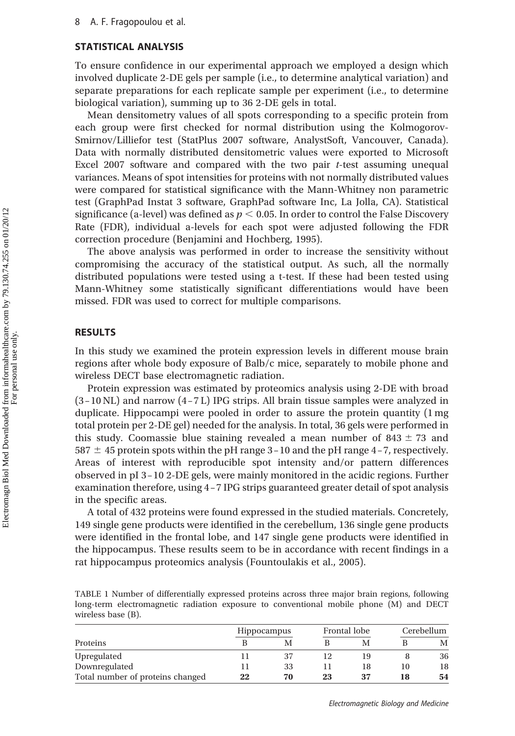## STATISTICAL ANALYSIS

To ensure confidence in our experimental approach we employed a design which involved duplicate 2-DE gels per sample (i.e., to determine analytical variation) and separate preparations for each replicate sample per experiment (i.e., to determine biological variation), summing up to 36 2-DE gels in total.

Mean densitometry values of all spots corresponding to a specific protein from each group were first checked for normal distribution using the Kolmogorov-Smirnov/Lilliefor test (StatPlus 2007 software, AnalystSoft, Vancouver, Canada). Data with normally distributed densitometric values were exported to Microsoft Excel 2007 software and compared with the two pair *t*-test assuming unequal variances. Means of spot intensities for proteins with not normally distributed values were compared for statistical significance with the Mann-Whitney non parametric test (GraphPad Instat 3 software, GraphPad software Inc, La Jolla, CA). Statistical significance (a-level) was defined as $p < 0.05$. In order to control the False Discovery Rate (FDR), individual a-levels for each spot were adjusted following the FDR correction procedure (Benjamini and Hochberg, 1995).

The above analysis was performed in order to increase the sensitivity without compromising the accuracy of the statistical output. As such, all the normally distributed populations were tested using a t-test. If these had been tested using Mann-Whitney some statistically significant differentiations would have been missed. FDR was used to correct for multiple comparisons.

## RESULTS

In this study we examined the protein expression levels in different mouse brain regions after whole body exposure of Balb/c mice, separately to mobile phone and wireless DECT base electromagnetic radiation.

Protein expression was estimated by proteomics analysis using 2-DE with broad (3–10 NL) and narrow (4–7 L) IPG strips. All brain tissue samples were analyzed in duplicate. Hippocampi were pooled in order to assure the protein quantity (1 mg total protein per 2-DE gel) needed for the analysis. In total, 36 gels were performed in this study. Coomassie blue staining revealed a mean number of $843 \pm 73$ and $587 \pm 45$ protein spots within the pH range 3–10 and the pH range 4–7, respectively. Areas of interest with reproducible spot intensity and/or pattern differences observed in pI 3–10 2-DE gels, were mainly monitored in the acidic regions. Further examination therefore, using 4–7 IPG strips guaranteed greater detail of spot analysis in the specific areas.

A total of 432 proteins were found expressed in the studied materials. Concretely, 149 single gene products were identified in the cerebellum, 136 single gene products were identified in the frontal lobe, and 147 single gene products were identified in the hippocampus. These results seem to be in accordance with recent findings in a rat hippocampus proteomics analysis (Fountoulakis et al., 2005).

TABLE 1 Number of differentially expressed proteins across three major brain regions, following long-term electromagnetic radiation exposure to conventional mobile phone (M) and DECT wireless base (B).

| | Hippocampus | | Frontal lobe | | Cerebellum | |
|---|---|---|---|---|---|---|
| Proteins | B | M | B | M | B | M |
| Upregulated | 11 | 37 | 12 | 19 | 8 | 36 |
| Downregulated | 11 | 33 | 11 | 18 | 10 | 18 |
| Total number of proteins changed | **22** | **70** | **23** | **37** | **18** | **54** |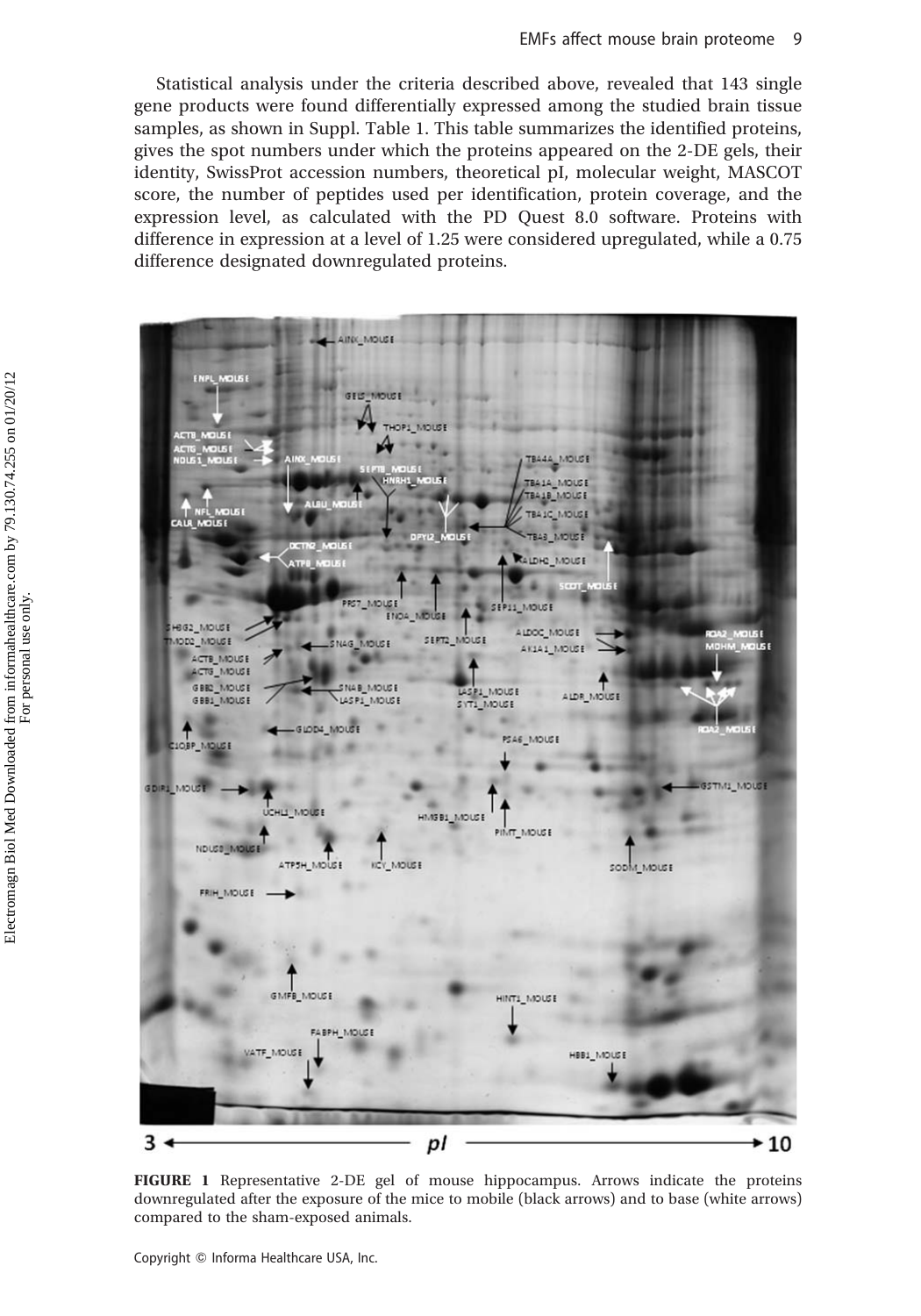Statistical analysis under the criteria described above, revealed that 143 single gene products were found differentially expressed among the studied brain tissue samples, as shown in Suppl. Table 1. This table summarizes the identified proteins, gives the spot numbers under which the proteins appeared on the 2-DE gels, their identity, SwissProt accession numbers, theoretical pI, molecular weight, MASCOT score, the number of peptides used per identification, protein coverage, and the expression level, as calculated with the PD Quest 8.0 software. Proteins with difference in expression at a level of 1.25 were considered upregulated, while a 0.75 difference designated downregulated proteins.

AINX_MOUSE
INPL_MOUSE
GELS_MOUSE
THOP1_MOUSE
ACTB_MOUSE
ACTG_MOUSE
NDUS1_MOUSE
AINX_MOUSE
SEPT8_MOUSE
HNRH1_MOUSE
TBA4A_MOUSE
TBA1A_MOUSE
TBA1B_MOUSE
TBA1C_MOUSE
TBA8_MOUSE
NFL_MOUSE
CALR_MOUSE
ALBU_MOUSE
DPYL2_MOUSE
DCTN2_MOUSE
ATPB_MOUSE
ALDH2_MOUSE
SCOT_MOUSE
PRS7_MOUSE
ENOA_MOUSE
SEP11_MOUSE
SH3G2_MOUSE
TMOD2_MOUSE
SNAG_MOUSE
SEPT2_MOUSE
ALDOC_MOUSE
AK1A1_MOUSE
ROA2_MOUSE
MDHM_MOUSE
ACTB_MOUSE
ACTG_MOUSE
GBB2_MOUSE
GBB1_MOUSE
SNAB_MOUSE
LASP1_MOUSE
LASP1_MOUSE
SYT1_MOUSE
ALDR_MOUSE
ROA2_MOUSE
GLOD4_MOUSE
C1QBP_MOUSE
PSA6_MOUSE
GDIR1_MOUSE
GSTM1_MOUSE
UCHL1_MOUSE
HMGB1_MOUSE
PIMT_MOUSE
NDUS8_MOUSE
ATP5H_MOUSE
KCY_MOUSE
SODM_MOUSE
FRIH_MOUSE
GMFB_MOUSE
HINT1_MOUSE
FABPH_MOUSE
VATF_MOUSE
HBB1_MOUSE
3 pI 10

**FIGURE 1** Representative 2-DE gel of mouse hippocampus. Arrows indicate the proteins downregulated after the exposure of the mice to mobile (black arrows) and to base (white arrows) compared to the sham-exposed animals.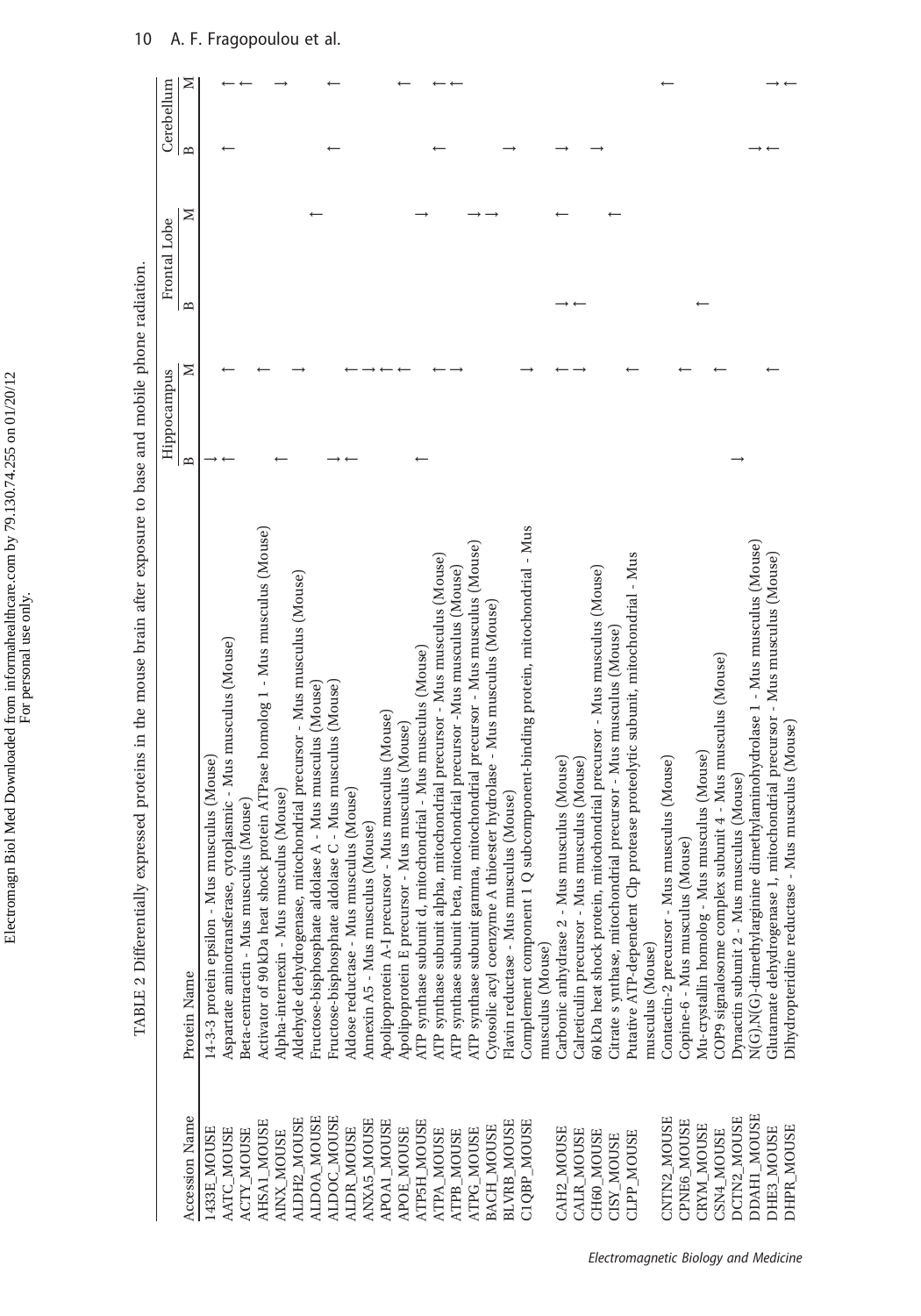TABLE 2 Differentially expressed proteins in the mouse brain after exposure to base and mobile phone radiation.

| Accession Name | Protein Name | Hippocampus | | Frontal Lobe | | Cerebellum | |
|---|---|---|---|---|---|---|---|
| | | B | M | B | M | B | M |
| 1433E_MOUSE | 14-3-3 protein epsilon - Mus musculus (Mouse) | ↓ | | | | | |
| AATC_MOUSE | Aspartate aminotransferase, cytoplasmic - Mus musculus (Mouse) | ↑ | ↑ | | | ↑ | ↑ |
| ACTY_MOUSE | Beta-centractin - Mus musculus (Mouse) | | | | | | ↑ |
| AHSA1_MOUSE | Activator of 90 kDa heat shock protein ATPase homolog 1 - Mus musculus (Mouse) | | ↑ | | | | |
| AINX_MOUSE | Alpha-internexin - Mus musculus (Mouse) | ↑ | | | | | ↓ |
| ALDH2_MOUSE | Aldehyde dehydrogenase, mitochondrial precursor - Mus musculus (Mouse) | | ↓ | | | | |
| ALDOA_MOUSE | Fructose-bisphosphate aldolase A - Mus musculus (Mouse) | ↓ | | | ↑ | | |
| ALDOC_MOUSE | Fructose-bisphosphate aldolase C - Mus musculus (Mouse) | ↑ | | | | ↑ | ↑ |
| ALDR_MOUSE | Aldose reductase - Mus musculus (Mouse) | | ↑ | | | | |
| ANXA5_MOUSE | Annexin A5 - Mus musculus (Mouse) | | ↓ | | | | |
| APOA1_MOUSE | Apolipoprotein A-I precursor - Mus musculus (Mouse) | | ↑ | | | | |
| APOE_MOUSE | Apolipoprotein E precursor - Mus musculus (Mouse) | | ↑ | | | | ↑ |
| ATP5H_MOUSE | ATP synthase subunit d, mitochondrial - Mus musculus (Mouse) | ↑ | | | ↓ | | |
| ATPA_MOUSE | ATP synthase subunit alpha, mitochondrial precursor - Mus musculus (Mouse) | | ↑ | | | ↑ | ↑ |
| ATPB_MOUSE | ATP synthase subunit beta, mitochondrial precursor -Mus musculus (Mouse) | | ↓ | | | | ↑ |
| ATPG_MOUSE | ATP synthase subunit gamma, mitochondrial precursor - Mus musculus (Mouse) | | | | ↓ | | |
| BACH_MOUSE | Cytosolic acyl coenzyme A thioester hydrolase - Mus musculus (Mouse) | | | | ↓ | | |
| BLVRB_MOUSE | Flavin reductase - Mus musculus (Mouse) | | | | | ↓ | |
| C1QBP_MOUSE | Complement component 1 Q subcomponent-binding protein, mitochondrial - Mus musculus (Mouse) | | ↓ | | | | |
| CAH2_MOUSE | Carbonic anhydrase 2 - Mus musculus (Mouse) | | ↑ | ↓ | ↑ | ↓ | |
| CALR_MOUSE | Calreticulin precursor - Mus musculus (Mouse) | | ↓ | ↑ | | | |
| CH60_MOUSE | 60 kDa heat shock protein, mitochondrial precursor - Mus musculus (Mouse) | | | | | ↓ | |
| CISY_MOUSE | Citrate s ynthase, mitochondrial precursor - Mus musculus (Mouse) | | | | ↑ | | |
| CLPP_MOUSE | Putative ATP-dependent Clp protease proteolytic subunit, mitochondrial - Mus musculus (Mouse) | | ↑ | | | | |
| CNTN2_MOUSE | Contactin-2 precursor - Mus musculus (Mouse) | | | | | | ↑ |
| CPNE6_MOUSE | Copine-6 - Mus musculus (Mouse) | | ↑ | | | | |
| CRYM_MOUSE | Mu-crystallin homolog - Mus musculus (Mouse) | | | ↑ | | | |
| CSN4_MOUSE | COP9 signalosome complex subunit 4 - Mus musculus (Mouse) | | ↑ | | | | |
| DCTN2_MOUSE | Dynactin subunit 2 - Mus musculus (Mouse) | ↓ | | | | | |
| DDAH1_MOUSE | N(G),N(G)-dimethylarginine dimethylaminohydrolase 1 - Mus musculus (Mouse) | | | | | ↓ | ↓ |
| DHE3_MOUSE | Glutamate dehydrogenase 1, mitochondrial precursor - Mus musculus (Mouse) | | ↑ | | | ↑ | ↑ |
| DHPR_MOUSE | Dihydropteridine reductase - Mus musculus (Mouse) | | | | | | |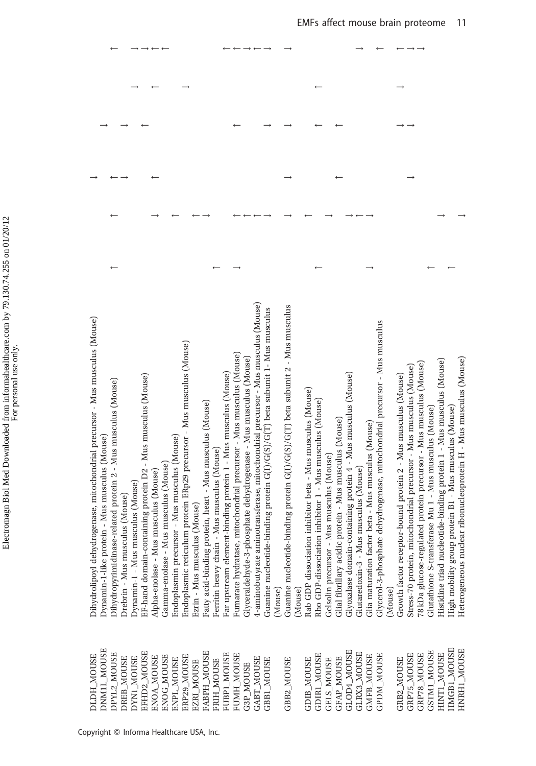| | | | | | | | |
|---|---|---|---|---|---|---|---|
| DLDH_MOUSE | Dihydrolipoyl dehydrogenase, mitochondrial precursor - Mus musculus (Mouse) | | | ↓ | | | |
| DNM1L_MOUSE | Dynamin-1-like protein - Mus musculus (Mouse) | | | | ↓ | | |
| DPYL2_MOUSE | Dihydropyrimidinase-related protein 2 - Mus musculus (Mouse) | ↑ | ↑ | ↑ | | | ↑ |
| DREB_MOUSE | Drebrin - Mus musculus (Mouse) | | | ↓ | ↓ | | |
| DYN1_MOUSE | Dynamin-1 - Mus musculus (Mouse) | | | | | ↓ | ↓ |
| EFHD2_MOUSE | EF-hand domain-containing protein D2 - Mus musculus (Mouse) | | | | ↑ | | ↓ |
| ENOA_MOUSE | Alpha-enolase - Mus musculus (Mouse) | | ↓ | ↑ | | ↑ | ↑ |
| ENOG_MOUSE | Gamma-enolase - Mus musculus (Mouse) | | | | | | ↑ |
| ENPL_MOUSE | Endoplasmin precursor - Mus musculus (Mouse) | | ↑ | | | | |
| ERP29_MOUSE | Endoplasmic reticulum protein ERp29 precursor - Mus musculus (Mouse) | | | | | ↓ | |
| EZRI_MOUSE | Ezrin - Mus musculus (Mouse) | | ↑ | | | | |
| FABPH_MOUSE | Fatty acid-binding protein, heart - Mus musculus (Mouse) | ↑ | ↓ | | | | |
| FRIH_MOUSE | Ferritin heavy chain - Mus musculus (Mouse) | | | | | | |
| FUBP1_MOUSE | Far upstream element-binding protein 1 - Mus musculus (Mouse) | ↓ | ↑ | | | | ↑ |
| FUMH_MOUSE | Fumarate hydratase, mitochondrial precursor - Mus musculus (Mouse) | | ↑ | | ↑ | | ↑ |
| G3P_MOUSE | Glyceraldehyde-3-phosphate dehydrogenase - Mus musculus (Mouse) | | ↑ | | | | ↓ |
| GABT_MOUSE | 4-aminobutyrate aminotransferase, mitochondrial precursor - Mus musculus (Mouse) | | ↑ | | | | ↑ |
| GBB1_MOUSE | Guanine nucleotide-binding protein G(I)/G(S)/G(T) beta subunit 1- Mus musculus (Mouse) | | ↓ | | ↓ | | ↓ |
| GBB2_MOUSE | Guanine nucleotide-binding protein G(I)/G(S)/G(T) beta subunit 2 - Mus musculus (Mouse) | | ↓ | ↓ | ↓ | | ↓ |
| GDIB_MOUSE | Rab GDP dissociation inhibitor beta - Mus musculus (Mouse) | | ↑ | | | | |
| GDIR1_MOUSE | Rho GDP-dissociation inhibitor 1 - Mus musculus (Mouse) | ↑ | | | ↑ | ↑ | |
| GELS_MOUSE | Gelsolin precursor - Mus musculus (Mouse) | | ↓ | | | | |
| GFAP_MOUSE | Glial fibrillary acidic protein - Mus musculus (Mouse) | | | ↑ | ↑ | | |
| GLOD4_MOUSE | Glyoxalase domain-containing protein 4 - Mus musculus (Mouse) | | ↓ | | | | |
| GLRX3_MOUSE | Glutaredoxin-3 - Mus musculus (Mouse) | | ↑ | | | | |
| GMFB_MOUSE | Glia maturation factor beta - Mus musculus (Mouse) | ↓ | ↓ | | | | ↓ |
| GPDM_MOUSE | Glycerol-3-phosphate dehydrogenase, mitochondrial precursor - Mus musculus (Mouse) | | | | | | ↑ |
| GRB2_MOUSE | Growth factor receptor-bound protein 2 - Mus musculus (Mouse) | | | | ↓ | ↓ | ↑ |
| GRP75_MOUSE | Stress-70 protein, mitochondrial precursor - Mus musculus (Mouse) | | | ↓ | ↓ | | ↓ |
| GRP78_MOUSE | 78 kDa glucose-regulated protein precursor - Mus musculus (Mouse) | | | | | | ↓ |
| GSTM1_MOUSE | Glutathione S-transferase Mu 1 - Mus musculus (Mouse) | ↑ | | | | | |
| HINT1_MOUSE | Histidine triad nucleotide-binding protein 1 - Mus musculus (Mouse) | | ↓ | | | | |
| HMGB1_MOUSE | High mobility group protein B1 - Mus musculus (Mouse) | ↑ | | | | | |
| HNRH1_MOUSE | Heterogeneous nuclear ribonucleoprotein H - Mus musculus (Mouse) | | ↓ | | | | |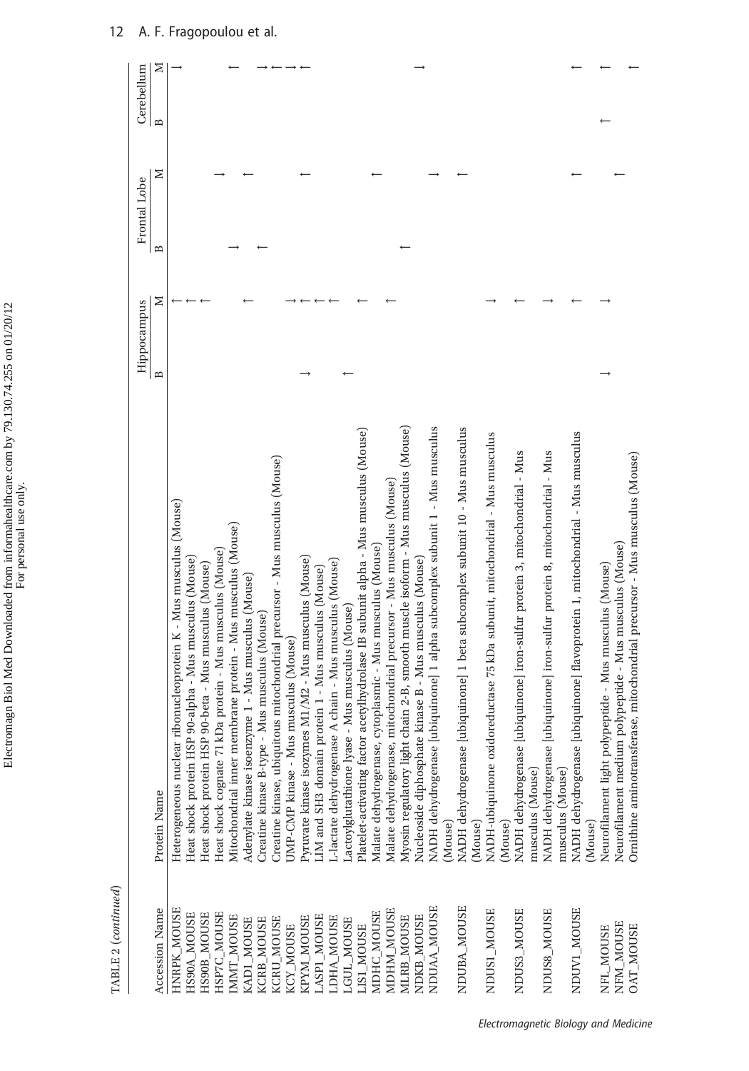TABLE 2 (*continued*)

| Accession Name | Protein Name | Hippocampus | | Frontal Lobe | | Cerebellum | |
|---|---|---|---|---|---|---|---|
| | | B | M | B | M | B | M |
| HNRPK_MOUSE | Heterogeneous nuclear ribonucleoprotein K - Mus musculus (Mouse) | | ↑ | | | | ↓ |
| HS90A_MOUSE | Heat shock protein HSP 90-alpha - Mus musculus (Mouse) | | ↑ | | | | |
| HS90B_MOUSE | Heat shock protein HSP 90-beta - Mus musculus (Mouse) | | ↑ | | | | |
| HSP7C_MOUSE | Heat shock cognate 71 kDa protein - Mus musculus (Mouse) | | | | ↓ | | |
| IMMT_MOUSE | Mitochondrial inner membrane protein - Mus musculus (Mouse) | | | ↓ | | | ↑ |
| KAD1_MOUSE | Adenylate kinase isoenzyme 1 - Mus musculus (Mouse) | | ↑ | | ↑ | | |
| KCRB_MOUSE | Creatine kinase B-type - Mus musculus (Mouse) | | | ↑ | | | |
| KCRU_MOUSE | Creatine kinase, ubiquitous mitochondrial precursor - Mus musculus (Mouse) | | | | | | ↓ |
| KCY_MOUSE | UMP-CMP kinase - Mus musculus (Mouse) | | ↓ | | | | ↑ |
| KPYM_MOUSE | Pyruvate kinase isozymes M1/M2 - Mus musculus (Mouse) | ↓ | ↑ | | ↑ | | ↓ |
| LASP1_MOUSE | LIM and SH3 domain protein 1 - Mus musculus (Mouse) | | ↑ | | | | ↑ |
| LDHA_MOUSE | L-lactate dehydrogenase A chain - Mus musculus (Mouse) | | ↑ | | | | |
| LGUL_MOUSE | Lactoylglutathione lyase - Mus musculus (Mouse) | ↑ | | | | | |
| LIS1_MOUSE | Platelet-activating factor acetylhydrolase IB subunit alpha - Mus musculus (Mouse) | | ↑ | | | | |
| MDHC_MOUSE | Malate dehydrogenase, cytoplasmic - Mus musculus (Mouse) | | | | ↑ | | |
| MDHM_MOUSE | Malate dehydrogenase, mitochondrial precursor - Mus musculus (Mouse) | | ↑ | | | | |
| MLRB_MOUSE | Myosin regulatory light chain 2-B, smooth muscle isoform - Mus musculus (Mouse) | | | ↑ | | | |
| NDKB_MOUSE | Nucleoside diphosphate kinase B - Mus musculus (Mouse) | | | | | | ↓ |
| NDUAA_MOUSE | NADH dehydrogenase [ubiquinone] 1 alpha subcomplex subunit 1 - Mus musculus (Mouse) | | | | ↓ | | |
| NDUBA_MOUSE | NADH dehydrogenase [ubiquinone] 1 beta subcomplex subunit 10 - Mus musculus (Mouse) | | | | ↑ | | |
| NDUS1_MOUSE | NADH-ubiquinone oxidoreductase 75 kDa subunit, mitochondrial - Mus musculus (Mouse) | | ↓ | | | | |
| NDUS3_MOUSE | NADH dehydrogenase [ubiquinone] iron-sulfur protein 3, mitochondrial - Mus musculus (Mouse) | | ↑ | | | | |
| NDUS8_MOUSE | NADH dehydrogenase [ubiquinone] iron-sulfur protein 8, mitochondrial - Mus musculus (Mouse) | | ↓ | | | | |
| NDUV1_MOUSE | NADH dehydrogenase [ubiquinone] flavoprotein 1, mitochondrial - Mus musculus (Mouse) | | ↑ | | ↑ | | ↑ |
| NFL_MOUSE | Neurofilament light polypeptide - Mus musculus (Mouse) | ↓ | ↓ | | | ↑ | ↑ |
| NFM_MOUSE | Neurofilament medium polypeptide - Mus musculus (Mouse) | | | | ↑ | | |
| OAT_MOUSE | Ornithine aminotransferase, mitochondrial precursor - Mus musculus (Mouse) | | | | | | ↑ |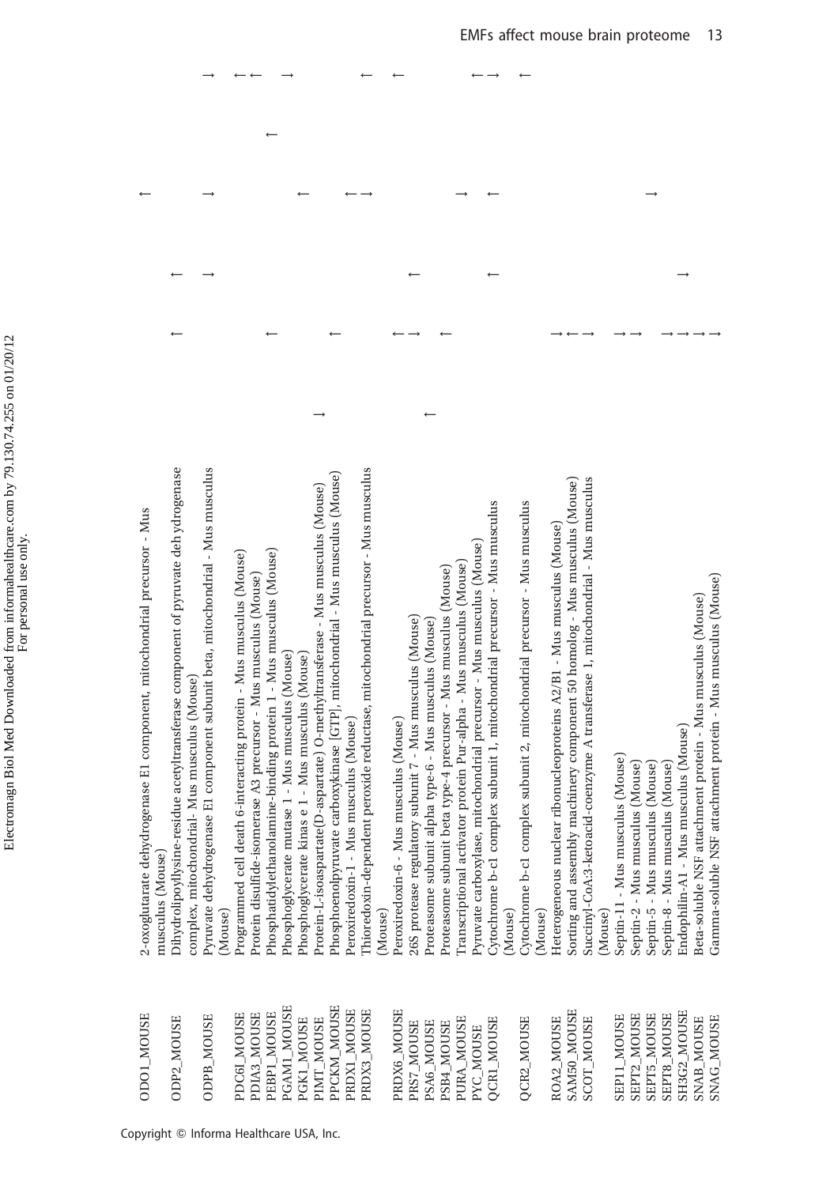| | | | | | | | |
|---|---|---|---|---|---|---|---|
| ODO1_MOUSE | 2-oxoglutarate dehydrogenase E1 component, mitochondrial precursor - Mus musculus (Mouse) | | | | ↑ | | |
| ODP2_MOUSE | Dihydrolipoyllysine-residue acetyltransferase component of pyruvate dehydrogenase complex, mitochondrial- Mus musculus (Mouse) | | ↑ | ↑ | | | |
| ODPB_MOUSE | Pyruvate dehydrogenase E1 component subunit beta, mitochondrial - Mus musculus (Mouse) | | | ↓ | ↓ | | ↓ |
| PDC6I_MOUSE | Programmed cell death 6-interacting protein - Mus musculus (Mouse) | | | | | | ↑ |
| PDIA3_MOUSE | Protein disulfide-isomerase A3 precursor - Mus musculus (Mouse) | | | | | | ↑ |
| PEBP1_MOUSE | Phosphatidylethanolamine-binding protein 1 - Mus musculus (Mouse) | | ↑ | | | ↑ | |
| PGAM1_MOUSE | Phosphoglycerate mutase 1 - Mus musculus (Mouse) | | | | | | ↓ |
| PGK1_MOUSE | Phosphoglycerate kinas e 1 - Mus musculus (Mouse) | | | | ↑ | | |
| PIMT_MOUSE | Protein-L-isoaspartate(D-aspartate) O-methyltransferase - Mus musculus (Mouse) | ↓ | | | | | |
| PPCKM_MOUSE | Phosphoenolpyruvate carboxykinase [GTP], mitochondrial - Mus musculus (Mouse) | | ↑ | | | | |
| PRDX1_MOUSE | Peroxiredoxin-1 - Mus musculus (Mouse) | | | | ↑ | | |
| PRDX3_MOUSE | Thioredoxin-dependent peroxide reductase, mitochondrial precursor - Mus musculus (Mouse) | | | | ↓ | | ↑ |
| PRDX6_MOUSE | Peroxiredoxin-6 - Mus musculus (Mouse) | | ↑ | | | | ↑ |
| PRS7_MOUSE | 26S protease regulatory subunit 7 - Mus musculus (Mouse) | | ↓ | ↑ | | | |
| PSA6_MOUSE | Proteasome subunit alpha type-6 - Mus musculus (Mouse) | ↑ | | | | | |
| PSB4_MOUSE | Proteasome subunit beta type-4 precursor - Mus musculus (Mouse) | | ↑ | | | | |
| PURA_MOUSE | Transcriptional activator protein Pur-alpha - Mus musculus (Mouse) | | | | ↓ | | |
| PYC_MOUSE | Pyruvate carboxylase, mitochondrial precursor - Mus musculus (Mouse) | | | | | | ↑ |
| QCR1_MOUSE | Cytochrome b-c1 complex subunit 1, mitochondrial precursor - Mus musculus (Mouse) | | | ↑ | ↑ | | ↓ |
| QCR2_MOUSE | Cytochrome b-c1 complex subunit 2, mitochondrial precursor - Mus musculus (Mouse) | | | | | | ↑ |
| ROA2_MOUSE | Heterogeneous nuclear ribonucleoproteins A2/B1 - Mus musculus (Mouse) | | ↓ | | | | |
| SAM50_MOUSE | Sorting and assembly machinery component 50 homolog - Mus musculus (Mouse) | | ↑ | | | | |
| SCOT_MOUSE | Succinyl-CoA:3-ketoacid-coenzyme A transferase 1, mitochondrial - Mus musculus (Mouse) | | ↓ | | | | |
| SEP11_MOUSE | Septin-11 - Mus musculus (Mouse) | | ↓ | | | | |
| SEPT2_MOUSE | Septin-2 - Mus musculus (Mouse) | | ↓ | | | | |
| SEPT5_MOUSE | Septin-5 - Mus musculus (Mouse) | | | | ↓ | | |
| SEPT8_MOUSE | Septin-8 - Mus musculus (Mouse) | | ↓ | | | | |
| SH3G2_MOUSE | Endophilin-A1 - Mus musculus (Mouse) | | ↓ | ↓ | | | |
| SNAB_MOUSE | Beta-soluble NSF attachment protein - Mus musculus (Mouse) | | ↓ | | | | |
| SNAG_MOUSE | Gamma-soluble NSF attachment protein - Mus musculus (Mouse) | | ↓ | | | | |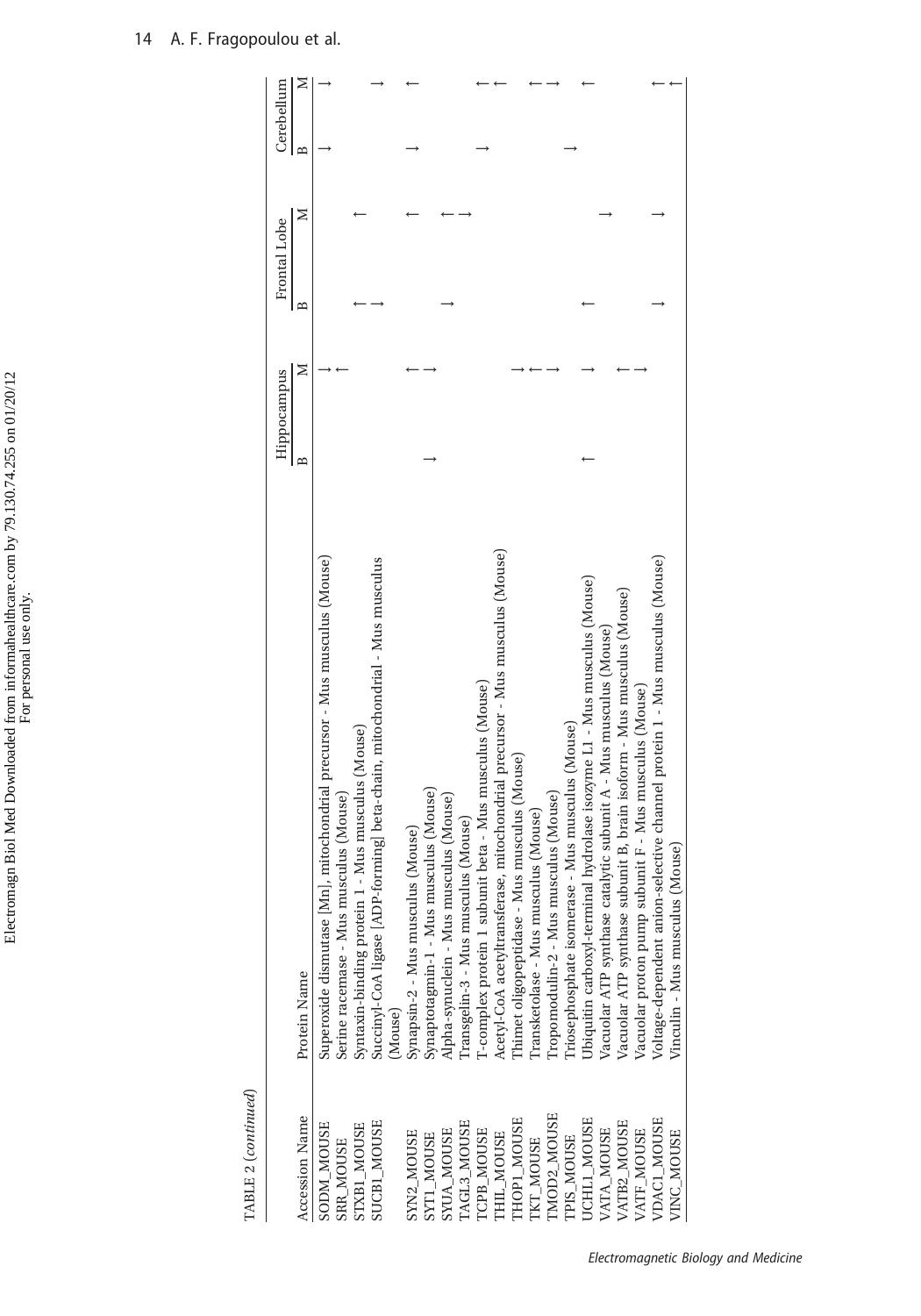TABLE 2 (*continued*)

| Accession Name | Protein Name | Hippocampus | | Frontal Lobe | | Cerebellum | |
|---|---|---|---|---|---|---|---|
| | | B | M | B | M | B | M |
| SODM_MOUSE | Superoxide dismutase [Mn], mitochondrial precursor - Mus musculus (Mouse) | | ↓ | | | ↓ | ↓ |
| SRR_MOUSE | Serine racemase - Mus musculus (Mouse) | | ↑ | | | | |
| STXB1_MOUSE | Syntaxin-binding protein 1 - Mus musculus (Mouse) | | | ↑ | ↑ | | |
| SUCB1_MOUSE | Succinyl-CoA ligase [ADP-forming] beta-chain, mitochondrial - Mus musculus (Mouse) | | | ↓ | | | ↓ |
| SYN2_MOUSE | Synapsin-2 - Mus musculus (Mouse) | | ↑ | | ↑ | | ↑ |
| SYT1_MOUSE | Synaptotagmin-1 - Mus musculus (Mouse) | ↓ | ↓ | | | ↓ | |
| SYUA_MOUSE | Alpha-synuclein - Mus musculus (Mouse) | | | ↓ | ↑ | | |
| TAGL3_MOUSE | Transgelin-3 - Mus musculus (Mouse) | | | | ↓ | | |
| TCPB_MOUSE | T-complex protein 1 subunit beta - Mus musculus (Mouse) | | | | | ↓ | ↑ |
| THIL_MOUSE | Acetyl-CoA acetyltransferase, mitochondrial precursor - Mus musculus (Mouse) | | | | | | ↑ |
| THOP1_MOUSE | Thimet oligopeptidase - Mus musculus (Mouse) | | ↓ | | | | |
| TKT_MOUSE | Transketolase - Mus musculus (Mouse) | | ↑ | | | | ↑ |
| TMOD2_MOUSE | Tropomodulin-2 - Mus musculus (Mouse) | | ↓ | | | | ↓ |
| TPIS_MOUSE | Triosephosphate isomerase - Mus musculus (Mouse) | | | | | ↓ | |
| UCHL1_MOUSE | Ubiquitin carboxyl-terminal hydrolase isozyme L1 - Mus musculus (Mouse) | ↑ | ↓ | ↑ | | | ↑ |
| VATA_MOUSE | Vacuolar ATP synthase catalytic subunit A - Mus musculus (Mouse) | | ↓ | | ↓ | | |
| VATB2_MOUSE | Vacuolar ATP synthase subunit B, brain isoform - Mus musculus (Mouse) | | ↑ | | | | |
| VATF_MOUSE | Vacuolar proton pump subunit F - Mus musculus (Mouse) | | ↓ | | | | |
| VDAC1_MOUSE | Voltage-dependent anion-selective channel protein 1 - Mus musculus (Mouse) | | | ↓ | ↓ | | ↑ |
| VINC_MOUSE | Vinculin - Mus musculus (Mouse) | | | | | | ↑ |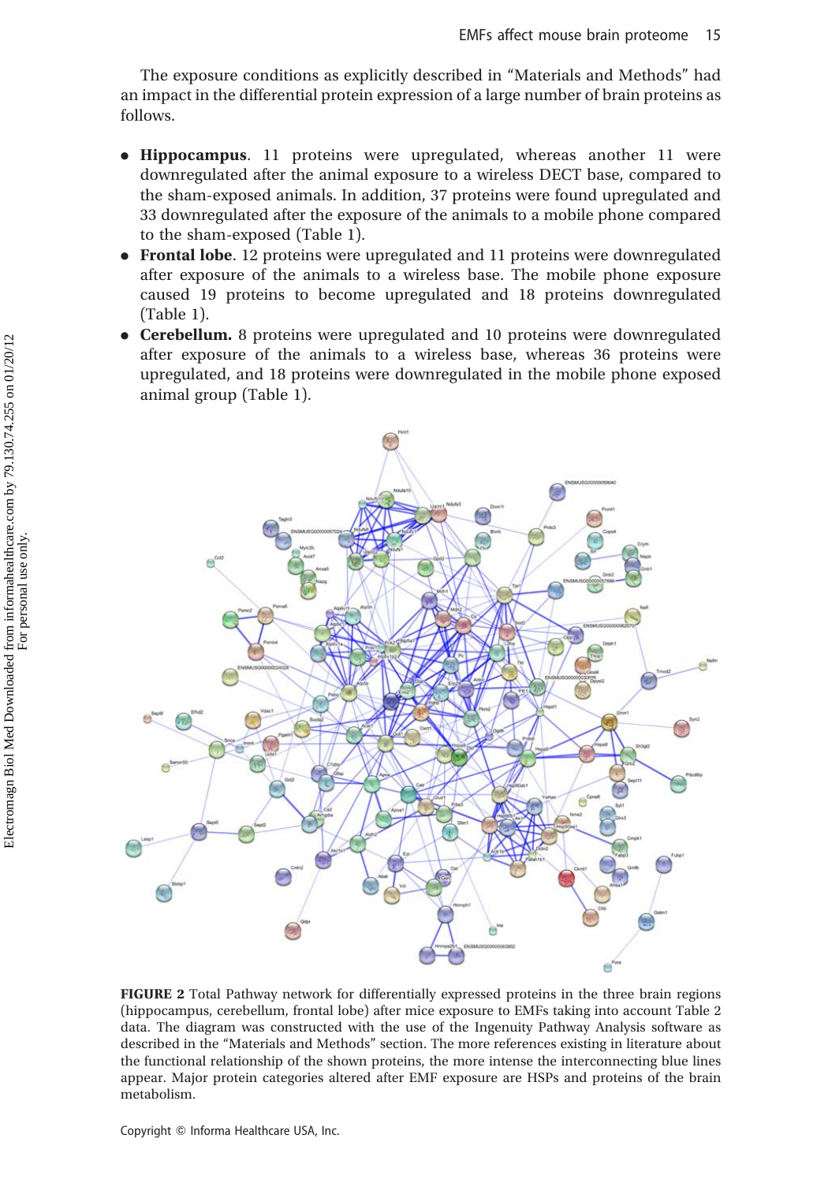The exposure conditions as explicitly described in "Materials and Methods" had an impact in the differential protein expression of a large number of brain proteins as follows.

- **Hippocampus**. 11 proteins were upregulated, whereas another 11 were downregulated after the animal exposure to a wireless DECT base, compared to the sham-exposed animals. In addition, 37 proteins were found upregulated and 33 downregulated after the exposure of the animals to a mobile phone compared to the sham-exposed (Table 1).
- **Frontal lobe**. 12 proteins were upregulated and 11 proteins were downregulated after exposure of the animals to a wireless base. The mobile phone exposure caused 19 proteins to become upregulated and 18 proteins downregulated (Table 1).
- **Cerebellum.** 8 proteins were upregulated and 10 proteins were downregulated after exposure of the animals to a wireless base, whereas 36 proteins were upregulated, and 18 proteins were downregulated in the mobile phone exposed animal group (Table 1).

**FIGURE 2** Total Pathway network for differentially expressed proteins in the three brain regions (hippocampus, cerebellum, frontal lobe) after mice exposure to EMFs taking into account Table 2 data. The diagram was constructed with the use of the Ingenuity Pathway Analysis software as described in the "Materials and Methods" section. The more references existing in literature about the functional relationship of the shown proteins, the more intense the interconnecting blue lines appear. Major protein categories altered after EMF exposure are HSPs and proteins of the brain metabolism.

Copyright © Informa Healthcare USA, Inc.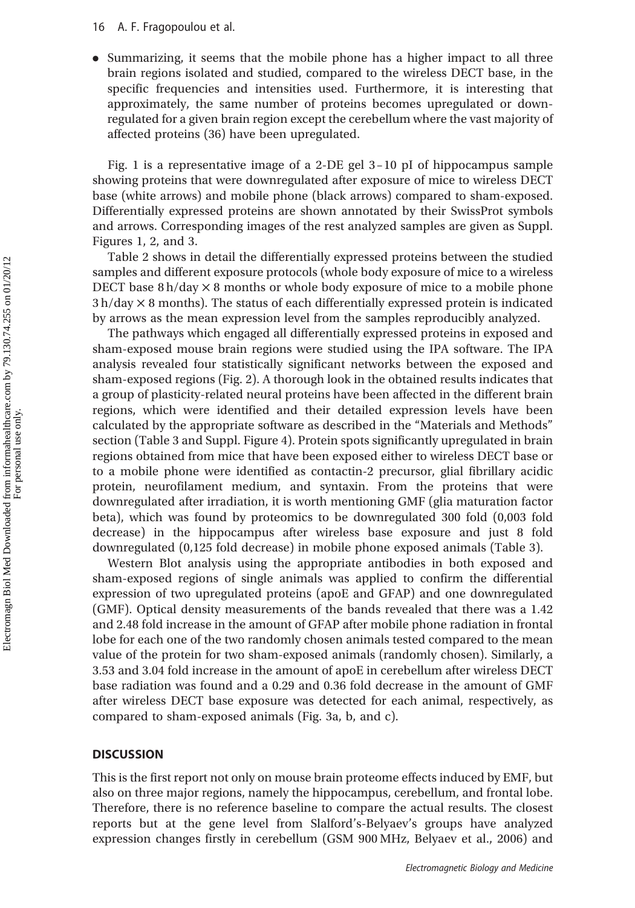- Summarizing, it seems that the mobile phone has a higher impact to all three brain regions isolated and studied, compared to the wireless DECT base, in the specific frequencies and intensities used. Furthermore, it is interesting that approximately, the same number of proteins becomes upregulated or downregulated for a given brain region except the cerebellum where the vast majority of affected proteins (36) have been upregulated.

Fig. 1 is a representative image of a 2-DE gel 3–10 pI of hippocampus sample showing proteins that were downregulated after exposure of mice to wireless DECT base (white arrows) and mobile phone (black arrows) compared to sham-exposed. Differentially expressed proteins are shown annotated by their SwissProt symbols and arrows. Corresponding images of the rest analyzed samples are given as Suppl. Figures 1, 2, and 3.

Table 2 shows in detail the differentially expressed proteins between the studied samples and different exposure protocols (whole body exposure of mice to a wireless DECT base 8 h/day × 8 months or whole body exposure of mice to a mobile phone 3 h/day × 8 months). The status of each differentially expressed protein is indicated by arrows as the mean expression level from the samples reproducibly analyzed.

The pathways which engaged all differentially expressed proteins in exposed and sham-exposed mouse brain regions were studied using the IPA software. The IPA analysis revealed four statistically significant networks between the exposed and sham-exposed regions (Fig. 2). A thorough look in the obtained results indicates that a group of plasticity-related neural proteins have been affected in the different brain regions, which were identified and their detailed expression levels have been calculated by the appropriate software as described in the "Materials and Methods" section (Table 3 and Suppl. Figure 4). Protein spots significantly upregulated in brain regions obtained from mice that have been exposed either to wireless DECT base or to a mobile phone were identified as contactin-2 precursor, glial fibrillary acidic protein, neurofilament medium, and syntaxin. From the proteins that were downregulated after irradiation, it is worth mentioning GMF (glia maturation factor beta), which was found by proteomics to be downregulated 300 fold (0,003 fold decrease) in the hippocampus after wireless base exposure and just 8 fold downregulated (0,125 fold decrease) in mobile phone exposed animals (Table 3).

Western Blot analysis using the appropriate antibodies in both exposed and sham-exposed regions of single animals was applied to confirm the differential expression of two upregulated proteins (apoE and GFAP) and one downregulated (GMF). Optical density measurements of the bands revealed that there was a 1.42 and 2.48 fold increase in the amount of GFAP after mobile phone radiation in frontal lobe for each one of the two randomly chosen animals tested compared to the mean value of the protein for two sham-exposed animals (randomly chosen). Similarly, a 3.53 and 3.04 fold increase in the amount of apoE in cerebellum after wireless DECT base radiation was found and a 0.29 and 0.36 fold decrease in the amount of GMF after wireless DECT base exposure was detected for each animal, respectively, as compared to sham-exposed animals (Fig. 3a, b, and c).

## DISCUSSION

This is the first report not only on mouse brain proteome effects induced by EMF, but also on three major regions, namely the hippocampus, cerebellum, and frontal lobe. Therefore, there is no reference baseline to compare the actual results. The closest reports but at the gene level from Slalford's-Belyaev's groups have analyzed expression changes firstly in cerebellum (GSM 900 MHz, Belyaev et al., 2006) and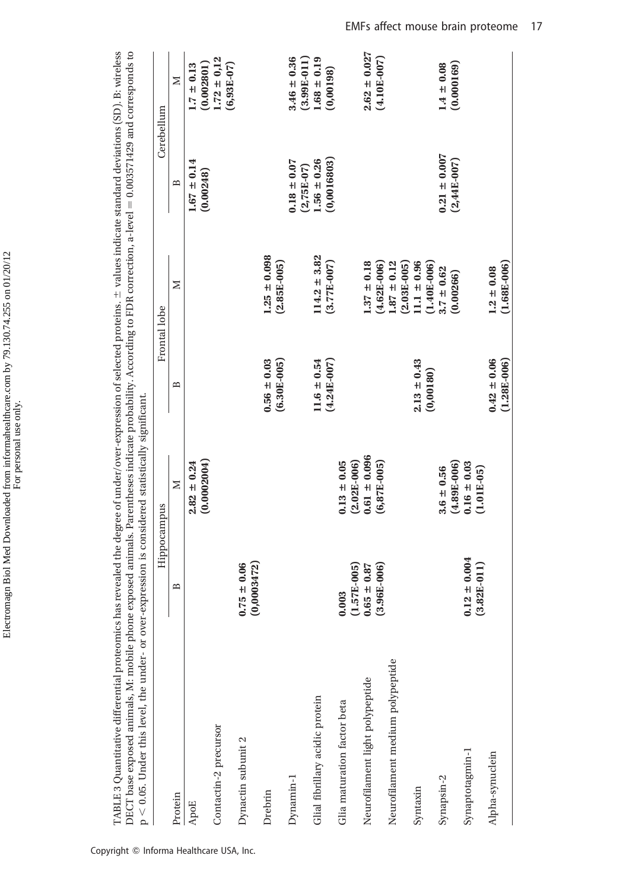TABLE 3 Quantitative differential proteomics has revealed the degree of under/over-expression of selected proteins. ± values indicate standard deviations (SD). B: wireless DECT base exposed animals, M: mobile phone exposed animals. Parentheses indicate probability. According to FDR correction, a-level = 0.003571429 and corresponds to $p < 0.05$. Under this level, the under- or over-expression is considered statistically significant.

| Protein | Hippocampus | | Frontal lobe | | Cerebellum | |
|---|---|---|---|---|---|---|
| | B | M | B | M | B | M |
| ApoE | | **2.82 ± 0.24 (0.0002004)** | | | **1.67 ± 0.14 (0.00248)** | **1.7 ± 0.13 (0.002801)** |
| Contactin-2 precursor | | | | | | **1.72 ± 0,12 (6,93E-07)** |
| Dynactin subunit 2 | **0.75 ± 0.06 (0,0003472)** | | | | | |
| Drebrin | | | **0.56 ± 0.03 (6.30E-005)** | **1.25 ± 0.098 (2.85E-005)** | | |
| Dynamin-1 | | | | | **0.18 ± 0.07 (2,75E-07)** | **3.46 ± 0.36 (3.99E-011)** |
| Glial fibrillary acidic protein | | | **11.6 ± 0.54 (4.24E-007)** | **114.2 ± 3.82 (3.77E-007)** | **1.56 ± 0.26 (0,0016803)** | **1.68 ± 0.19 (0,00198)** |
| Glia maturation factor beta | **0.003 (1.57E-005)** | **0.13 ± 0.05 (2.02E-006)** | | | | |
| Neurofilament light polypeptide | **0.65 ± 0.87 (3.96E-006)** | **0.61 ± 0.096 (6,87E-005)** | | **1.37 ± 0.18 (4.62E-006)** | | **2.62 ± 0.027 (4.10E-007)** |
| Neurofilament medium polypeptide | | | | **1.87 ± 0.12 (2.03E-005)** | | |
| Syntaxin | | | **2.13 ± 0.43 (0,00180)** | **11.1 ± 0.96 (1.40E-006)** | | |
| Synapsin-2 | | **3.6 ± 0.56 (4.89E-006)** | | **3.7 ± 0.62 (0.00266)** | **0.21 ± 0.007 (2,44E-007)** | **1.4 ± 0.08 (0.000169)** |
| Synaptotagmin-1 | **0.12 ± 0.004 (3.82E-011)** | **0.16 ± 0.03 (1.01E-05)** | | | | |
| Alpha-synuclein | | | **0.42 ± 0.06 (1.28E-006)** | **1.2 ± 0.08 (1.68E-006)** | | |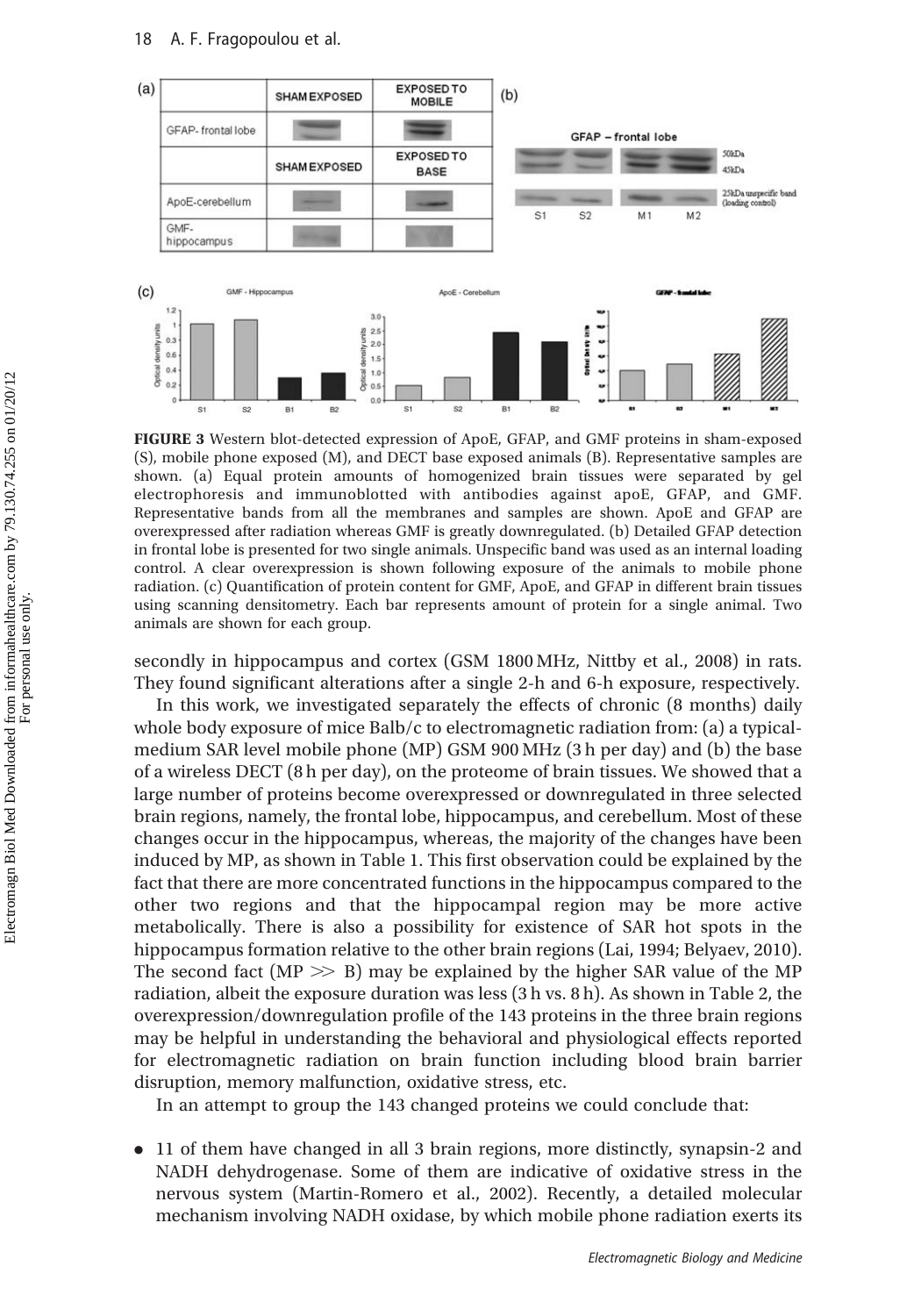(a)

| | SHAM EXPOSED | EXPOSED TO MOBILE |
|---|---|---|
| GFAP- frontal lobe | | |
| | SHAM EXPOSED | EXPOSED TO BASE |
| ApoE-cerebellum | | |
| GMF-hippocampus | | |

(b)

GFAP – frontal lobe

50kDa

45kDa

25kDa unspecific band (loading control)

S1 S2 M1 M2

(c)

GMF - Hippocampus

Optical density units

S1 S2 B1 B2

ApoE - Cerebellum

Optical density units

S1 S2 B1 B2

GFAP - frontal lobe

M1 M2

**FIGURE 3** Western blot-detected expression of ApoE, GFAP, and GMF proteins in sham-exposed (S), mobile phone exposed (M), and DECT base exposed animals (B). Representative samples are shown. (a) Equal protein amounts of homogenized brain tissues were separated by gel electrophoresis and immunoblotted with antibodies against apoE, GFAP, and GMF. Representative bands from all the membranes and samples are shown. ApoE and GFAP are overexpressed after radiation whereas GMF is greatly downregulated. (b) Detailed GFAP detection in frontal lobe is presented for two single animals. Unspecific band was used as an internal loading control. A clear overexpression is shown following exposure of the animals to mobile phone radiation. (c) Quantification of protein content for GMF, ApoE, and GFAP in different brain tissues using scanning densitometry. Each bar represents amount of protein for a single animal. Two animals are shown for each group.

secondly in hippocampus and cortex (GSM 1800 MHz, Nittby et al., 2008) in rats. They found significant alterations after a single 2-h and 6-h exposure, respectively.

In this work, we investigated separately the effects of chronic (8 months) daily whole body exposure of mice Balb/c to electromagnetic radiation from: (a) a typical-medium SAR level mobile phone (MP) GSM 900 MHz (3 h per day) and (b) the base of a wireless DECT (8 h per day), on the proteome of brain tissues. We showed that a large number of proteins become overexpressed or downregulated in three selected brain regions, namely, the frontal lobe, hippocampus, and cerebellum. Most of these changes occur in the hippocampus, whereas, the majority of the changes have been induced by MP, as shown in Table 1. This first observation could be explained by the fact that there are more concentrated functions in the hippocampus compared to the other two regions and that the hippocampal region may be more active metabolically. There is also a possibility for existence of SAR hot spots in the hippocampus formation relative to the other brain regions (Lai, 1994; Belyaev, 2010). The second fact (MP $\gg$ B) may be explained by the higher SAR value of the MP radiation, albeit the exposure duration was less (3 h vs. 8 h). As shown in Table 2, the overexpression/downregulation profile of the 143 proteins in the three brain regions may be helpful in understanding the behavioral and physiological effects reported for electromagnetic radiation on brain function including blood brain barrier disruption, memory malfunction, oxidative stress, etc.

In an attempt to group the 143 changed proteins we could conclude that:

- 11 of them have changed in all 3 brain regions, more distinctly, synapsin-2 and NADH dehydrogenase. Some of them are indicative of oxidative stress in the nervous system (Martin-Romero et al., 2002). Recently, a detailed molecular mechanism involving NADH oxidase, by which mobile phone radiation exerts its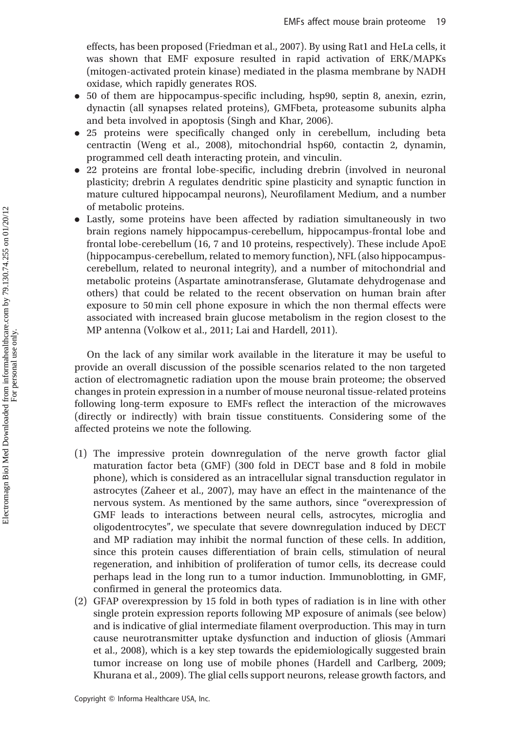effects, has been proposed (Friedman et al., 2007). By using Rat1 and HeLa cells, it was shown that EMF exposure resulted in rapid activation of ERK/MAPKs (mitogen-activated protein kinase) mediated in the plasma membrane by NADH oxidase, which rapidly generates ROS.

- 50 of them are hippocampus-specific including, hsp90, septin 8, anexin, ezrin, dynactin (all synapses related proteins), GMFbeta, proteasome subunits alpha and beta involved in apoptosis (Singh and Khar, 2006).
- 25 proteins were specifically changed only in cerebellum, including beta centractin (Weng et al., 2008), mitochondrial hsp60, contactin 2, dynamin, programmed cell death interacting protein, and vinculin.
- 22 proteins are frontal lobe-specific, including drebrin (involved in neuronal plasticity; drebrin A regulates dendritic spine plasticity and synaptic function in mature cultured hippocampal neurons), Neurofilament Medium, and a number of metabolic proteins.
- Lastly, some proteins have been affected by radiation simultaneously in two brain regions namely hippocampus-cerebellum, hippocampus-frontal lobe and frontal lobe-cerebellum (16, 7 and 10 proteins, respectively). These include ApoE (hippocampus-cerebellum, related to memory function), NFL (also hippocampus-cerebellum, related to neuronal integrity), and a number of mitochondrial and metabolic proteins (Aspartate aminotransferase, Glutamate dehydrogenase and others) that could be related to the recent observation on human brain after exposure to 50 min cell phone exposure in which the non thermal effects were associated with increased brain glucose metabolism in the region closest to the MP antenna (Volkow et al., 2011; Lai and Hardell, 2011).

On the lack of any similar work available in the literature it may be useful to provide an overall discussion of the possible scenarios related to the non targeted action of electromagnetic radiation upon the mouse brain proteome; the observed changes in protein expression in a number of mouse neuronal tissue-related proteins following long-term exposure to EMFs reflect the interaction of the microwaves (directly or indirectly) with brain tissue constituents. Considering some of the affected proteins we note the following.

(1) The impressive protein downregulation of the nerve growth factor glial maturation factor beta (GMF) (300 fold in DECT base and 8 fold in mobile phone), which is considered as an intracellular signal transduction regulator in astrocytes (Zaheer et al., 2007), may have an effect in the maintenance of the nervous system. As mentioned by the same authors, since "overexpression of GMF leads to interactions between neural cells, astrocytes, microglia and oligodentrocytes", we speculate that severe downregulation induced by DECT and MP radiation may inhibit the normal function of these cells. In addition, since this protein causes differentiation of brain cells, stimulation of neural regeneration, and inhibition of proliferation of tumor cells, its decrease could perhaps lead in the long run to a tumor induction. Immunoblotting, in GMF, confirmed in general the proteomics data.

(2) GFAP overexpression by 15 fold in both types of radiation is in line with other single protein expression reports following MP exposure of animals (see below) and is indicative of glial intermediate filament overproduction. This may in turn cause neurotransmitter uptake dysfunction and induction of gliosis (Ammari et al., 2008), which is a key step towards the epidemiologically suggested brain tumor increase on long use of mobile phones (Hardell and Carlberg, 2009; Khurana et al., 2009). The glial cells support neurons, release growth factors, and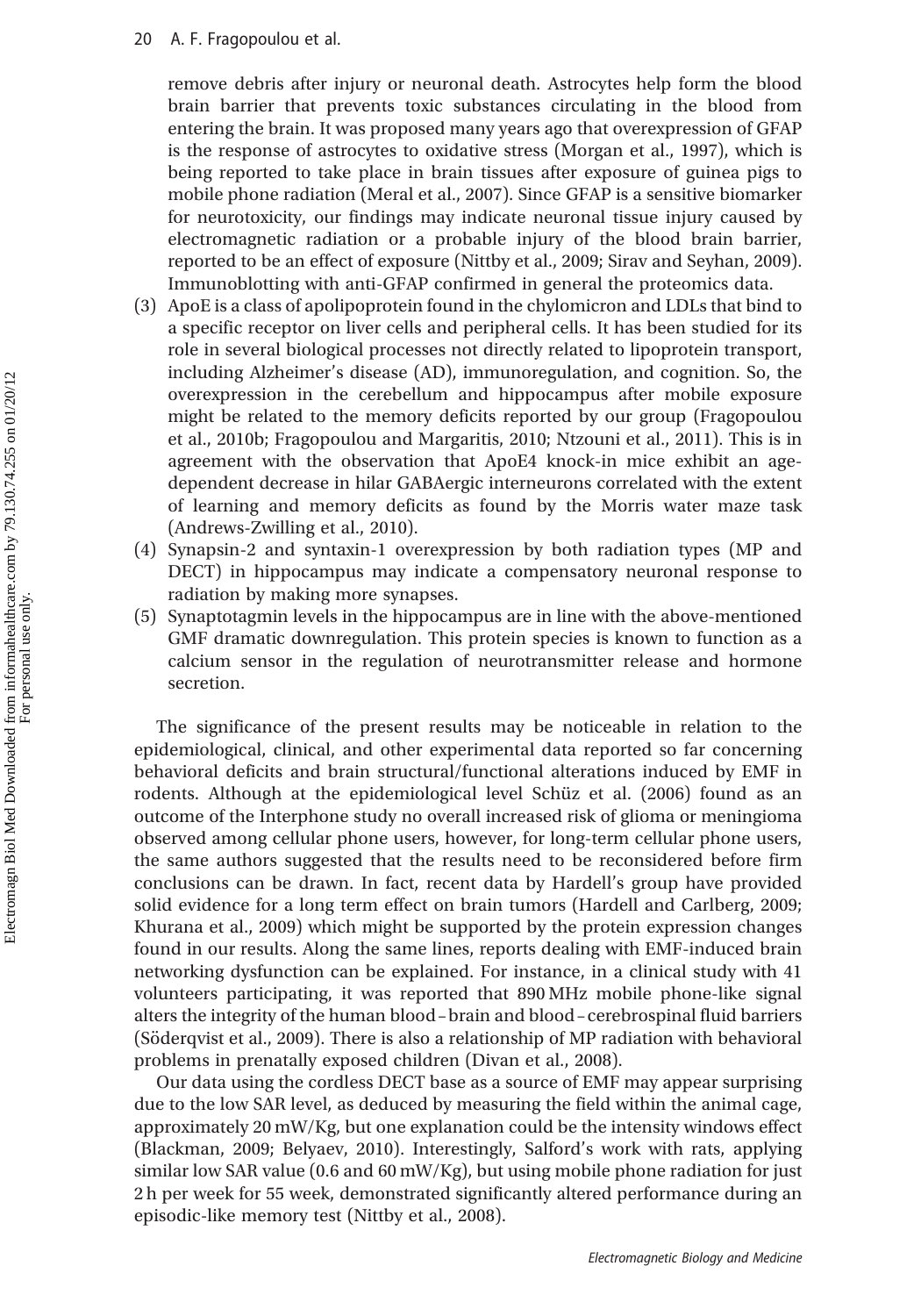remove debris after injury or neuronal death. Astrocytes help form the blood brain barrier that prevents toxic substances circulating in the blood from entering the brain. It was proposed many years ago that overexpression of GFAP is the response of astrocytes to oxidative stress (Morgan et al., 1997), which is being reported to take place in brain tissues after exposure of guinea pigs to mobile phone radiation (Meral et al., 2007). Since GFAP is a sensitive biomarker for neurotoxicity, our findings may indicate neuronal tissue injury caused by electromagnetic radiation or a probable injury of the blood brain barrier, reported to be an effect of exposure (Nittby et al., 2009; Sirav and Seyhan, 2009). Immunoblotting with anti-GFAP confirmed in general the proteomics data.

(3) ApoE is a class of apolipoprotein found in the chylomicron and LDLs that bind to a specific receptor on liver cells and peripheral cells. It has been studied for its role in several biological processes not directly related to lipoprotein transport, including Alzheimer's disease (AD), immunoregulation, and cognition. So, the overexpression in the cerebellum and hippocampus after mobile exposure might be related to the memory deficits reported by our group (Fragopoulou et al., 2010b; Fragopoulou and Margaritis, 2010; Ntzouni et al., 2011). This is in agreement with the observation that ApoE4 knock-in mice exhibit an age-dependent decrease in hilar GABAergic interneurons correlated with the extent of learning and memory deficits as found by the Morris water maze task (Andrews-Zwilling et al., 2010).

(4) Synapsin-2 and syntaxin-1 overexpression by both radiation types (MP and DECT) in hippocampus may indicate a compensatory neuronal response to radiation by making more synapses.

(5) Synaptotagmin levels in the hippocampus are in line with the above-mentioned GMF dramatic downregulation. This protein species is known to function as a calcium sensor in the regulation of neurotransmitter release and hormone secretion.

The significance of the present results may be noticeable in relation to the epidemiological, clinical, and other experimental data reported so far concerning behavioral deficits and brain structural/functional alterations induced by EMF in rodents. Although at the epidemiological level Schüz et al. (2006) found as an outcome of the Interphone study no overall increased risk of glioma or meningioma observed among cellular phone users, however, for long-term cellular phone users, the same authors suggested that the results need to be reconsidered before firm conclusions can be drawn. In fact, recent data by Hardell's group have provided solid evidence for a long term effect on brain tumors (Hardell and Carlberg, 2009; Khurana et al., 2009) which might be supported by the protein expression changes found in our results. Along the same lines, reports dealing with EMF-induced brain networking dysfunction can be explained. For instance, in a clinical study with 41 volunteers participating, it was reported that 890 MHz mobile phone-like signal alters the integrity of the human blood–brain and blood–cerebrospinal fluid barriers (Söderqvist et al., 2009). There is also a relationship of MP radiation with behavioral problems in prenatally exposed children (Divan et al., 2008).

Our data using the cordless DECT base as a source of EMF may appear surprising due to the low SAR level, as deduced by measuring the field within the animal cage, approximately 20 mW/Kg, but one explanation could be the intensity windows effect (Blackman, 2009; Belyaev, 2010). Interestingly, Salford's work with rats, applying similar low SAR value (0.6 and 60 mW/Kg), but using mobile phone radiation for just 2 h per week for 55 week, demonstrated significantly altered performance during an episodic-like memory test (Nittby et al., 2008).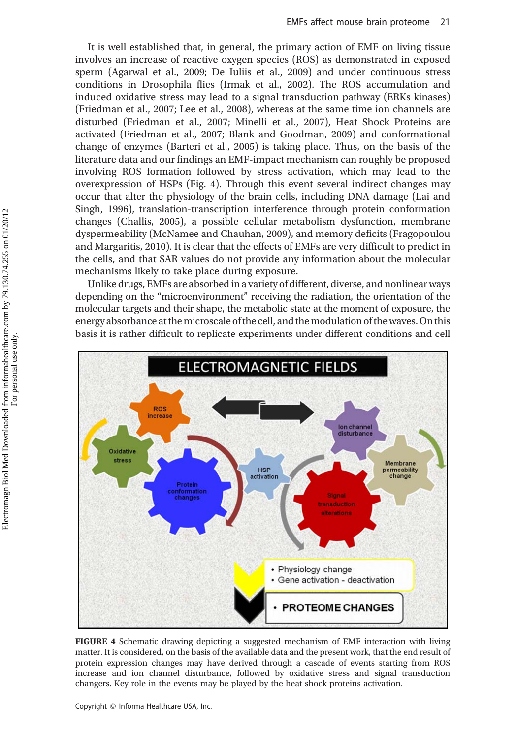It is well established that, in general, the primary action of EMF on living tissue involves an increase of reactive oxygen species (ROS) as demonstrated in exposed sperm (Agarwal et al., 2009; De Iuliis et al., 2009) and under continuous stress conditions in Drosophila flies (Irmak et al., 2002). The ROS accumulation and induced oxidative stress may lead to a signal transduction pathway (ERKs kinases) (Friedman et al., 2007; Lee et al., 2008), whereas at the same time ion channels are disturbed (Friedman et al., 2007; Minelli et al., 2007), Heat Shock Proteins are activated (Friedman et al., 2007; Blank and Goodman, 2009) and conformational change of enzymes (Barteri et al., 2005) is taking place. Thus, on the basis of the literature data and our findings an EMF-impact mechanism can roughly be proposed involving ROS formation followed by stress activation, which may lead to the overexpression of HSPs (Fig. 4). Through this event several indirect changes may occur that alter the physiology of the brain cells, including DNA damage (Lai and Singh, 1996), translation-transcription interference through protein conformation changes (Challis, 2005), a possible cellular metabolism dysfunction, membrane dyspermeability (McNamee and Chauhan, 2009), and memory deficits (Fragopoulou and Margaritis, 2010). It is clear that the effects of EMFs are very difficult to predict in the cells, and that SAR values do not provide any information about the molecular mechanisms likely to take place during exposure.

Unlike drugs, EMFs are absorbed in a variety of different, diverse, and nonlinear ways depending on the "microenvironment" receiving the radiation, the orientation of the molecular targets and their shape, the metabolic state at the moment of exposure, the energy absorbance at the microscale of the cell, and the modulation of the waves. On this basis it is rather difficult to replicate experiments under different conditions and cell

ELECTROMAGNETIC FIELDS

ROS increase

Oxidative stress

Protein conformation changes

HSP activation

Ion channel disturbance

Membrane permeability change

Signal transduction alterations

- Physiology change
- Gene activation - deactivation

- PROTEOME CHANGES

**FIGURE 4** Schematic drawing depicting a suggested mechanism of EMF interaction with living matter. It is considered, on the basis of the available data and the present work, that the end result of protein expression changes may have derived through a cascade of events starting from ROS increase and ion channel disturbance, followed by oxidative stress and signal transduction changers. Key role in the events may be played by the heat shock proteins activation.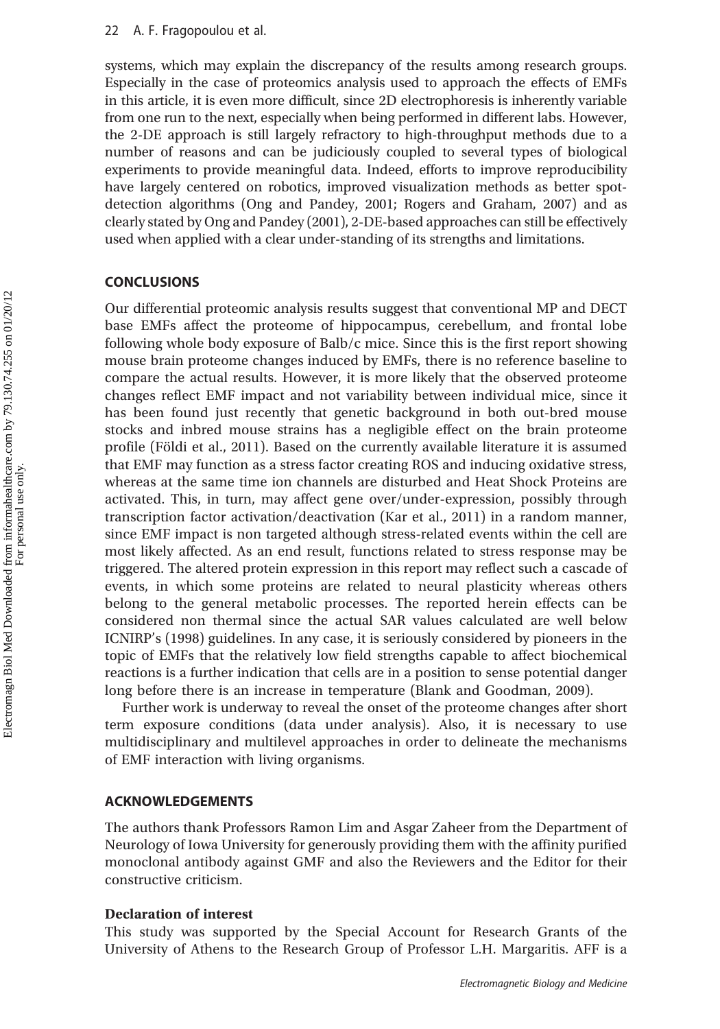systems, which may explain the discrepancy of the results among research groups. Especially in the case of proteomics analysis used to approach the effects of EMFs in this article, it is even more difficult, since 2D electrophoresis is inherently variable from one run to the next, especially when being performed in different labs. However, the 2-DE approach is still largely refractory to high-throughput methods due to a number of reasons and can be judiciously coupled to several types of biological experiments to provide meaningful data. Indeed, efforts to improve reproducibility have largely centered on robotics, improved visualization methods as better spot-detection algorithms (Ong and Pandey, 2001; Rogers and Graham, 2007) and as clearly stated by Ong and Pandey (2001), 2-DE-based approaches can still be effectively used when applied with a clear under-standing of its strengths and limitations.

## CONCLUSIONS

Our differential proteomic analysis results suggest that conventional MP and DECT base EMFs affect the proteome of hippocampus, cerebellum, and frontal lobe following whole body exposure of Balb/c mice. Since this is the first report showing mouse brain proteome changes induced by EMFs, there is no reference baseline to compare the actual results. However, it is more likely that the observed proteome changes reflect EMF impact and not variability between individual mice, since it has been found just recently that genetic background in both out-bred mouse stocks and inbred mouse strains has a negligible effect on the brain proteome profile (Földi et al., 2011). Based on the currently available literature it is assumed that EMF may function as a stress factor creating ROS and inducing oxidative stress, whereas at the same time ion channels are disturbed and Heat Shock Proteins are activated. This, in turn, may affect gene over/under-expression, possibly through transcription factor activation/deactivation (Kar et al., 2011) in a random manner, since EMF impact is non targeted although stress-related events within the cell are most likely affected. As an end result, functions related to stress response may be triggered. The altered protein expression in this report may reflect such a cascade of events, in which some proteins are related to neural plasticity whereas others belong to the general metabolic processes. The reported herein effects can be considered non thermal since the actual SAR values calculated are well below ICNIRP's (1998) guidelines. In any case, it is seriously considered by pioneers in the topic of EMFs that the relatively low field strengths capable to affect biochemical reactions is a further indication that cells are in a position to sense potential danger long before there is an increase in temperature (Blank and Goodman, 2009).

Further work is underway to reveal the onset of the proteome changes after short term exposure conditions (data under analysis). Also, it is necessary to use multidisciplinary and multilevel approaches in order to delineate the mechanisms of EMF interaction with living organisms.

## ACKNOWLEDGEMENTS

The authors thank Professors Ramon Lim and Asgar Zaheer from the Department of Neurology of Iowa University for generously providing them with the affinity purified monoclonal antibody against GMF and also the Reviewers and the Editor for their constructive criticism.

### Declaration of interest

This study was supported by the Special Account for Research Grants of the University of Athens to the Research Group of Professor L.H. Margaritis. AFF is a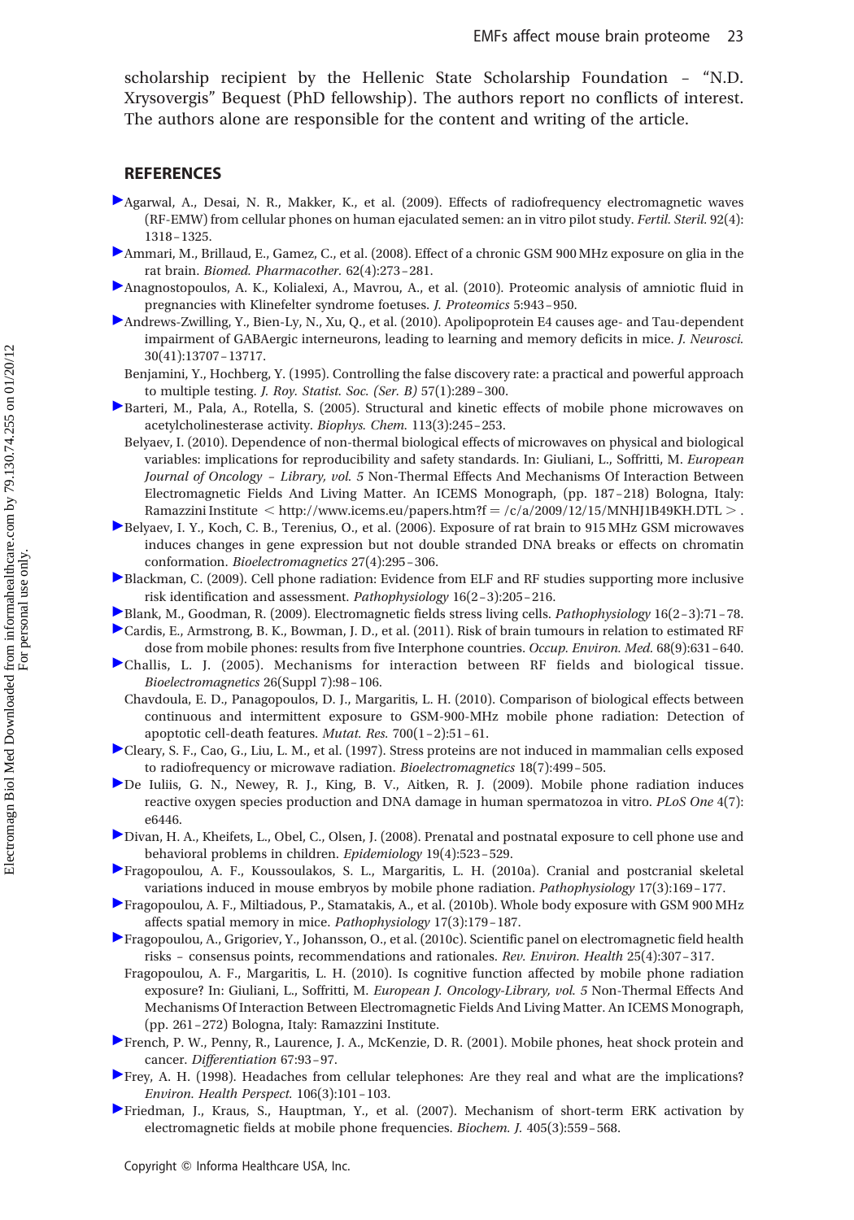scholarship recipient by the Hellenic State Scholarship Foundation – "N.D. Xrysovergis" Bequest (PhD fellowship). The authors report no conflicts of interest. The authors alone are responsible for the content and writing of the article.

## REFERENCES

Agarwal, A., Desai, N. R., Makker, K., et al. (2009). Effects of radiofrequency electromagnetic waves (RF-EMW) from cellular phones on human ejaculated semen: an in vitro pilot study. *Fertil. Steril.* 92(4): 1318–1325.

Ammari, M., Brillaud, E., Gamez, C., et al. (2008). Effect of a chronic GSM 900 MHz exposure on glia in the rat brain. *Biomed. Pharmacother.* 62(4):273–281.

Anagnostopoulos, A. K., Kolialexi, A., Mavrou, A., et al. (2010). Proteomic analysis of amniotic fluid in pregnancies with Klinefelter syndrome foetuses. *J. Proteomics* 5:943–950.

Andrews-Zwilling, Y., Bien-Ly, N., Xu, Q., et al. (2010). Apolipoprotein E4 causes age- and Tau-dependent impairment of GABAergic interneurons, leading to learning and memory deficits in mice. *J. Neurosci.* 30(41):13707–13717.

Benjamini, Y., Hochberg, Y. (1995). Controlling the false discovery rate: a practical and powerful approach to multiple testing. *J. Roy. Statist. Soc. (Ser. B)* 57(1):289–300.

Barteri, M., Pala, A., Rotella, S. (2005). Structural and kinetic effects of mobile phone microwaves on acetylcholinesterase activity. *Biophys. Chem.* 113(3):245–253.

Belyaev, I. (2010). Dependence of non-thermal biological effects of microwaves on physical and biological variables: implications for reproducibility and safety standards. In: Giuliani, L., Soffritti, M. *European Journal of Oncology – Library, vol. 5* Non-Thermal Effects And Mechanisms Of Interaction Between Electromagnetic Fields And Living Matter. An ICEMS Monograph, (pp. 187–218) Bologna, Italy: Ramazzini Institute < http://www.icems.eu/papers.htm?f = /c/a/2009/12/15/MNHJ1B49KH.DTL >.

Belyaev, I. Y., Koch, C. B., Terenius, O., et al. (2006). Exposure of rat brain to 915 MHz GSM microwaves induces changes in gene expression but not double stranded DNA breaks or effects on chromatin conformation. *Bioelectromagnetics* 27(4):295–306.

Blackman, C. (2009). Cell phone radiation: Evidence from ELF and RF studies supporting more inclusive risk identification and assessment. *Pathophysiology* 16(2–3):205–216.

Blank, M., Goodman, R. (2009). Electromagnetic fields stress living cells. *Pathophysiology* 16(2–3):71–78.

Cardis, E., Armstrong, B. K., Bowman, J. D., et al. (2011). Risk of brain tumours in relation to estimated RF dose from mobile phones: results from five Interphone countries. *Occup. Environ. Med.* 68(9):631–640.

Challis, L. J. (2005). Mechanisms for interaction between RF fields and biological tissue. *Bioelectromagnetics* 26(Suppl 7):98–106.

Chavdoula, E. D., Panagopoulos, D. J., Margaritis, L. H. (2010). Comparison of biological effects between continuous and intermittent exposure to GSM-900-MHz mobile phone radiation: Detection of apoptotic cell-death features. *Mutat. Res.* 700(1–2):51–61.

Cleary, S. F., Cao, G., Liu, L. M., et al. (1997). Stress proteins are not induced in mammalian cells exposed to radiofrequency or microwave radiation. *Bioelectromagnetics* 18(7):499–505.

De Iuliis, G. N., Newey, R. J., King, B. V., Aitken, R. J. (2009). Mobile phone radiation induces reactive oxygen species production and DNA damage in human spermatozoa in vitro. *PLoS One* 4(7): e6446.

Divan, H. A., Kheifets, L., Obel, C., Olsen, J. (2008). Prenatal and postnatal exposure to cell phone use and behavioral problems in children. *Epidemiology* 19(4):523–529.

Fragopoulou, A. F., Koussoulakos, S. L., Margaritis, L. H. (2010a). Cranial and postcranial skeletal variations induced in mouse embryos by mobile phone radiation. *Pathophysiology* 17(3):169–177.

Fragopoulou, A. F., Miltiadous, P., Stamatakis, A., et al. (2010b). Whole body exposure with GSM 900 MHz affects spatial memory in mice. *Pathophysiology* 17(3):179–187.

Fragopoulou, A., Grigoriev, Y., Johansson, O., et al. (2010c). Scientific panel on electromagnetic field health risks – consensus points, recommendations and rationales. *Rev. Environ. Health* 25(4):307–317.

Fragopoulou, A. F., Margaritis, L. H. (2010). Is cognitive function affected by mobile phone radiation exposure? In: Giuliani, L., Soffritti, M. *European J. Oncology-Library, vol. 5* Non-Thermal Effects And Mechanisms Of Interaction Between Electromagnetic Fields And Living Matter. An ICEMS Monograph, (pp. 261–272) Bologna, Italy: Ramazzini Institute.

French, P. W., Penny, R., Laurence, J. A., McKenzie, D. R. (2001). Mobile phones, heat shock protein and cancer. *Differentiation* 67:93–97.

Frey, A. H. (1998). Headaches from cellular telephones: Are they real and what are the implications? *Environ. Health Perspect.* 106(3):101–103.

Friedman, J., Kraus, S., Hauptman, Y., et al. (2007). Mechanism of short-term ERK activation by electromagnetic fields at mobile phone frequencies. *Biochem. J.* 405(3):559–568.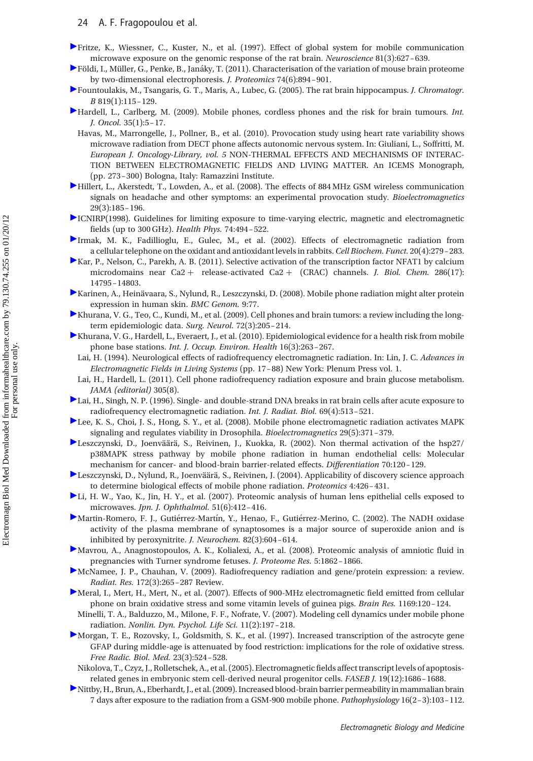Fritze, K., Wiessner, C., Kuster, N., et al. (1997). Effect of global system for mobile communication microwave exposure on the genomic response of the rat brain. *Neuroscience* 81(3):627–639.

Földi, I., Müller, G., Penke, B., Janáky, T. (2011). Characterisation of the variation of mouse brain proteome by two-dimensional electrophoresis. *J. Proteomics* 74(6):894–901.

Fountoulakis, M., Tsangaris, G. T., Maris, A., Lubec, G. (2005). The rat brain hippocampus. *J. Chromatogr. B* 819(1):115–129.

Hardell, L., Carlberg, M. (2009). Mobile phones, cordless phones and the risk for brain tumours. *Int. J. Oncol.* 35(1):5–17.

Havas, M., Marrongelle, J., Pollner, B., et al. (2010). Provocation study using heart rate variability shows microwave radiation from DECT phone affects autonomic nervous system. In: Giuliani, L., Soffritti, M. *European J. Oncology-Library, vol. 5* NON-THERMAL EFFECTS AND MECHANISMS OF INTERACTION BETWEEN ELECTROMAGNETIC FIELDS AND LIVING MATTER. An ICEMS Monograph, (pp. 273–300) Bologna, Italy: Ramazzini Institute.

Hillert, L., Akerstedt, T., Lowden, A., et al. (2008). The effects of 884 MHz GSM wireless communication signals on headache and other symptoms: an experimental provocation study. *Bioelectromagnetics* 29(3):185–196.

ICNIRP(1998). Guidelines for limiting exposure to time-varying electric, magnetic and electromagnetic fields (up to 300 GHz). *Health Phys.* 74:494–522.

Irmak, M. K., Fadillioglu, E., Gulec, M., et al. (2002). Effects of electromagnetic radiation from a cellular telephone on the oxidant and antioxidant levels in rabbits. *Cell Biochem. Funct.* 20(4):279–283.

Kar, P., Nelson, C., Parekh, A. B. (2011). Selective activation of the transcription factor NFAT1 by calcium microdomains near Ca2+ release-activated Ca2+ (CRAC) channels. *J. Biol. Chem.* 286(17): 14795–14803.

Karinen, A., Heinävaara, S., Nylund, R., Leszczynski, D. (2008). Mobile phone radiation might alter protein expression in human skin. *BMC Genom.* 9:77.

Khurana, V. G., Teo, C., Kundi, M., et al. (2009). Cell phones and brain tumors: a review including the long-term epidemiologic data. *Surg. Neurol.* 72(3):205–214.

Khurana, V. G., Hardell, L., Everaert, J., et al. (2010). Epidemiological evidence for a health risk from mobile phone base stations. *Int. J. Occup. Environ. Health* 16(3):263–267.

Lai, H. (1994). Neurological effects of radiofrequency electromagnetic radiation. In: Lin, J. C. *Advances in Electromagnetic Fields in Living Systems* (pp. 17–88) New York: Plenum Press vol. 1.

Lai, H., Hardell, L. (2011). Cell phone radiofrequency radiation exposure and brain glucose metabolism. *JAMA (editorial)* 305(8).

Lai, H., Singh, N. P. (1996). Single- and double-strand DNA breaks in rat brain cells after acute exposure to radiofrequency electromagnetic radiation. *Int. J. Radiat. Biol.* 69(4):513–521.

Lee, K. S., Choi, J. S., Hong, S. Y., et al. (2008). Mobile phone electromagnetic radiation activates MAPK signaling and regulates viability in Drosophila. *Bioelectromagnetics* 29(5):371–379.

Leszczynski, D., Joenväärä, S., Reivinen, J., Kuokka, R. (2002). Non thermal activation of the hsp27/p38MAPK stress pathway by mobile phone radiation in human endothelial cells: Molecular mechanism for cancer- and blood-brain barrier-related effects. *Differentiation* 70:120–129.

Leszczynski, D., Nylund, R., Joenväärä, S., Reivinen, J. (2004). Applicability of discovery science approach to determine biological effects of mobile phone radiation. *Proteomics* 4:426–431.

Li, H. W., Yao, K., Jin, H. Y., et al. (2007). Proteomic analysis of human lens epithelial cells exposed to microwaves. *Jpn. J. Ophthalmol.* 51(6):412–416.

Martin-Romero, F. J., Gutiérrez-Martín, Y., Henao, F., Gutiérrez-Merino, C. (2002). The NADH oxidase activity of the plasma membrane of synaptosomes is a major source of superoxide anion and is inhibited by peroxynitrite. *J. Neurochem.* 82(3):604–614.

Mavrou, A., Anagnostopoulos, A. K., Kolialexi, A., et al. (2008). Proteomic analysis of amniotic fluid in pregnancies with Turner syndrome fetuses. *J. Proteome Res.* 5:1862–1866.

McNamee, J. P., Chauhan, V. (2009). Radiofrequency radiation and gene/protein expression: a review. *Radiat. Res.* 172(3):265–287 Review.

Meral, I., Mert, H., Mert, N., et al. (2007). Effects of 900-MHz electromagnetic field emitted from cellular phone on brain oxidative stress and some vitamin levels of guinea pigs. *Brain Res.* 1169:120–124.

Minelli, T. A., Balduzzo, M., Milone, F. F., Nofrate, V. (2007). Modeling cell dynamics under mobile phone radiation. *Nonlin. Dyn. Psychol. Life Sci.* 11(2):197–218.

Morgan, T. E., Rozovsky, I., Goldsmith, S. K., et al. (1997). Increased transcription of the astrocyte gene GFAP during middle-age is attenuated by food restriction: implications for the role of oxidative stress. *Free Radic. Biol. Med.* 23(3):524–528.

Nikolova, T., Czyz, J., Rolletschek, A., et al. (2005). Electromagnetic fields affect transcript levels of apoptosis-related genes in embryonic stem cell-derived neural progenitor cells. *FASEB J.* 19(12):1686–1688.

Nittby, H., Brun, A., Eberhardt, J., et al. (2009). Increased blood-brain barrier permeability in mammalian brain 7 days after exposure to the radiation from a GSM-900 mobile phone. *Pathophysiology* 16(2–3):103–112.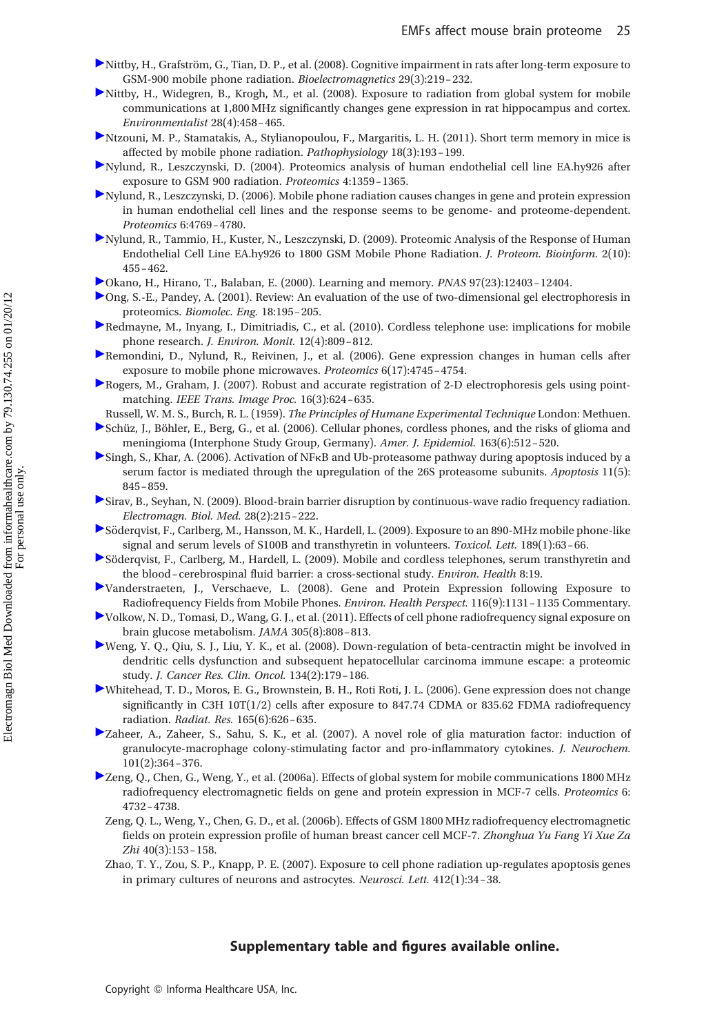- Nittby, H., Grafström, G., Tian, D. P., et al. (2008). Cognitive impairment in rats after long-term exposure to GSM-900 mobile phone radiation. *Bioelectromagnetics* 29(3):219–232.
- Nittby, H., Widegren, B., Krogh, M., et al. (2008). Exposure to radiation from global system for mobile communications at 1,800 MHz significantly changes gene expression in rat hippocampus and cortex. *Environmentalist* 28(4):458–465.
- Ntzouni, M. P., Stamatakis, A., Stylianopoulou, F., Margaritis, L. H. (2011). Short term memory in mice is affected by mobile phone radiation. *Pathophysiology* 18(3):193–199.
- Nylund, R., Leszczynski, D. (2004). Proteomics analysis of human endothelial cell line EA.hy926 after exposure to GSM 900 radiation. *Proteomics* 4:1359–1365.
- Nylund, R., Leszczynski, D. (2006). Mobile phone radiation causes changes in gene and protein expression in human endothelial cell lines and the response seems to be genome- and proteome-dependent. *Proteomics* 6:4769–4780.
- Nylund, R., Tammio, H., Kuster, N., Leszczynski, D. (2009). Proteomic Analysis of the Response of Human Endothelial Cell Line EA.hy926 to 1800 GSM Mobile Phone Radiation. *J. Proteom. Bioinform.* 2(10): 455–462.
- Okano, H., Hirano, T., Balaban, E. (2000). Learning and memory. *PNAS* 97(23):12403–12404.
- Ong, S.-E., Pandey, A. (2001). Review: An evaluation of the use of two-dimensional gel electrophoresis in proteomics. *Biomolec. Eng.* 18:195–205.
- Redmayne, M., Inyang, I., Dimitriadis, C., et al. (2010). Cordless telephone use: implications for mobile phone research. *J. Environ. Monit.* 12(4):809–812.
- Remondini, D., Nylund, R., Reivinen, J., et al. (2006). Gene expression changes in human cells after exposure to mobile phone microwaves. *Proteomics* 6(17):4745–4754.
- Rogers, M., Graham, J. (2007). Robust and accurate registration of 2-D electrophoresis gels using point-matching. *IEEE Trans. Image Proc.* 16(3):624–635.
- Russell, W. M. S., Burch, R. L. (1959). *The Principles of Humane Experimental Technique* London: Methuen.
- Schüz, J., Böhler, E., Berg, G., et al. (2006). Cellular phones, cordless phones, and the risks of glioma and meningioma (Interphone Study Group, Germany). *Amer. J. Epidemiol.* 163(6):512–520.
- Singh, S., Khar, A. (2006). Activation of NFκB and Ub-proteasome pathway during apoptosis induced by a serum factor is mediated through the upregulation of the 26S proteasome subunits. *Apoptosis* 11(5): 845–859.
- Sirav, B., Seyhan, N. (2009). Blood-brain barrier disruption by continuous-wave radio frequency radiation. *Electromagn. Biol. Med.* 28(2):215–222.
- Söderqvist, F., Carlberg, M., Hansson, M. K., Hardell, L. (2009). Exposure to an 890-MHz mobile phone-like signal and serum levels of S100B and transthyretin in volunteers. *Toxicol. Lett.* 189(1):63–66.
- Söderqvist, F., Carlberg, M., Hardell, L. (2009). Mobile and cordless telephones, serum transthyretin and the blood–cerebrospinal fluid barrier: a cross-sectional study. *Environ. Health* 8:19.
- Vanderstraeten, J., Verschaeve, L. (2008). Gene and Protein Expression following Exposure to Radiofrequency Fields from Mobile Phones. *Environ. Health Perspect.* 116(9):1131–1135 Commentary.
- Volkow, N. D., Tomasi, D., Wang, G. J., et al. (2011). Effects of cell phone radiofrequency signal exposure on brain glucose metabolism. *JAMA* 305(8):808–813.
- Weng, Y. Q., Qiu, S. J., Liu, Y. K., et al. (2008). Down-regulation of beta-centractin might be involved in dendritic cells dysfunction and subsequent hepatocellular carcinoma immune escape: a proteomic study. *J. Cancer Res. Clin. Oncol.* 134(2):179–186.
- Whitehead, T. D., Moros, E. G., Brownstein, B. H., Roti Roti, J. L. (2006). Gene expression does not change significantly in C3H 10T(1/2) cells after exposure to 847.74 CDMA or 835.62 FDMA radiofrequency radiation. *Radiat. Res.* 165(6):626–635.
- Zaheer, A., Zaheer, S., Sahu, S. K., et al. (2007). A novel role of glia maturation factor: induction of granulocyte-macrophage colony-stimulating factor and pro-inflammatory cytokines. *J. Neurochem.* 101(2):364–376.
- Zeng, Q., Chen, G., Weng, Y., et al. (2006a). Effects of global system for mobile communications 1800 MHz radiofrequency electromagnetic fields on gene and protein expression in MCF-7 cells. *Proteomics* 6: 4732–4738.
- Zeng, Q. L., Weng, Y., Chen, G. D., et al. (2006b). Effects of GSM 1800 MHz radiofrequency electromagnetic fields on protein expression profile of human breast cancer cell MCF-7. *Zhonghua Yu Fang Yi Xue Za Zhi* 40(3):153–158.
- Zhao, T. Y., Zou, S. P., Knapp, P. E. (2007). Exposure to cell phone radiation up-regulates apoptosis genes in primary cultures of neurons and astrocytes. *Neurosci. Lett.* 412(1):34–38.

**Supplementary table and figures available online.**